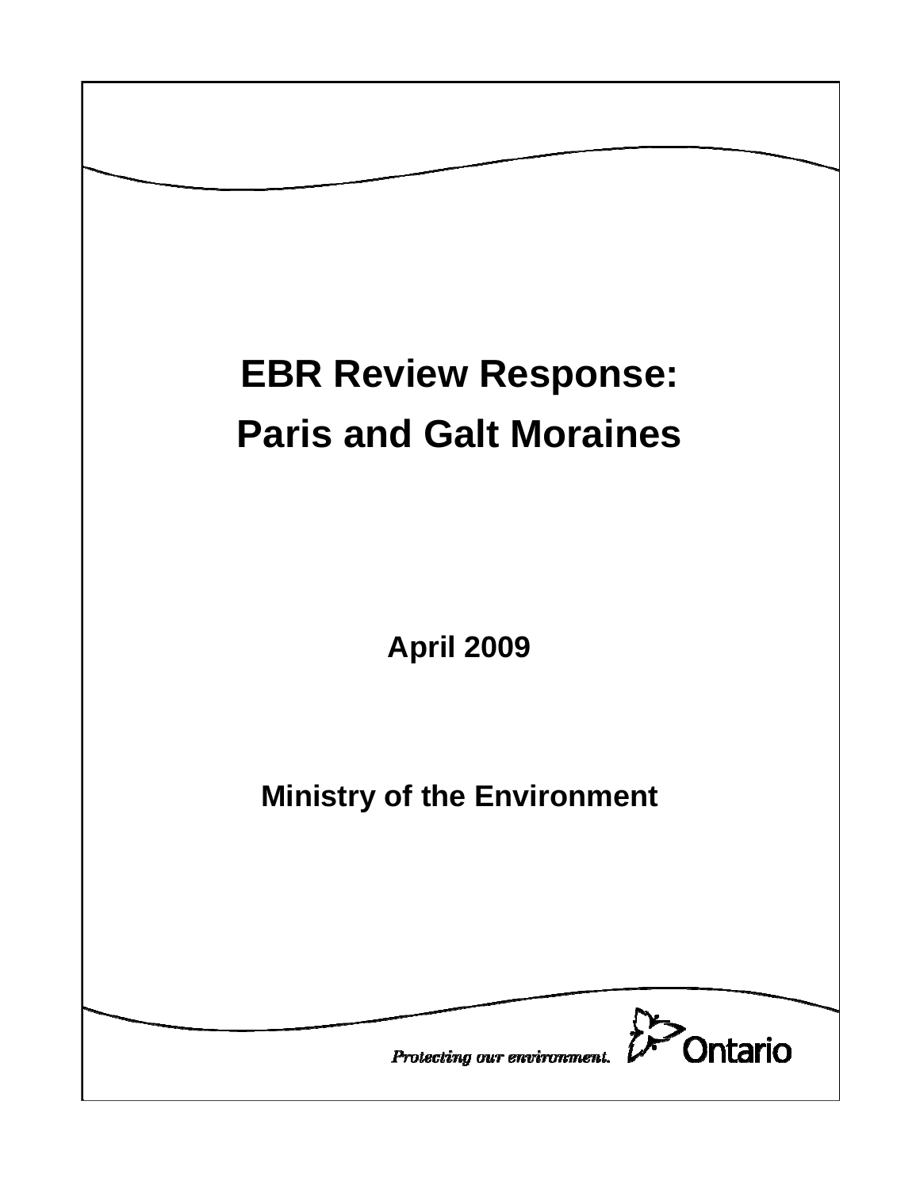# EBR Review Response: Paris and Galt Moraines

**April 2009**

**Ministry of the Environment**

*Protecting our environment.* Ontario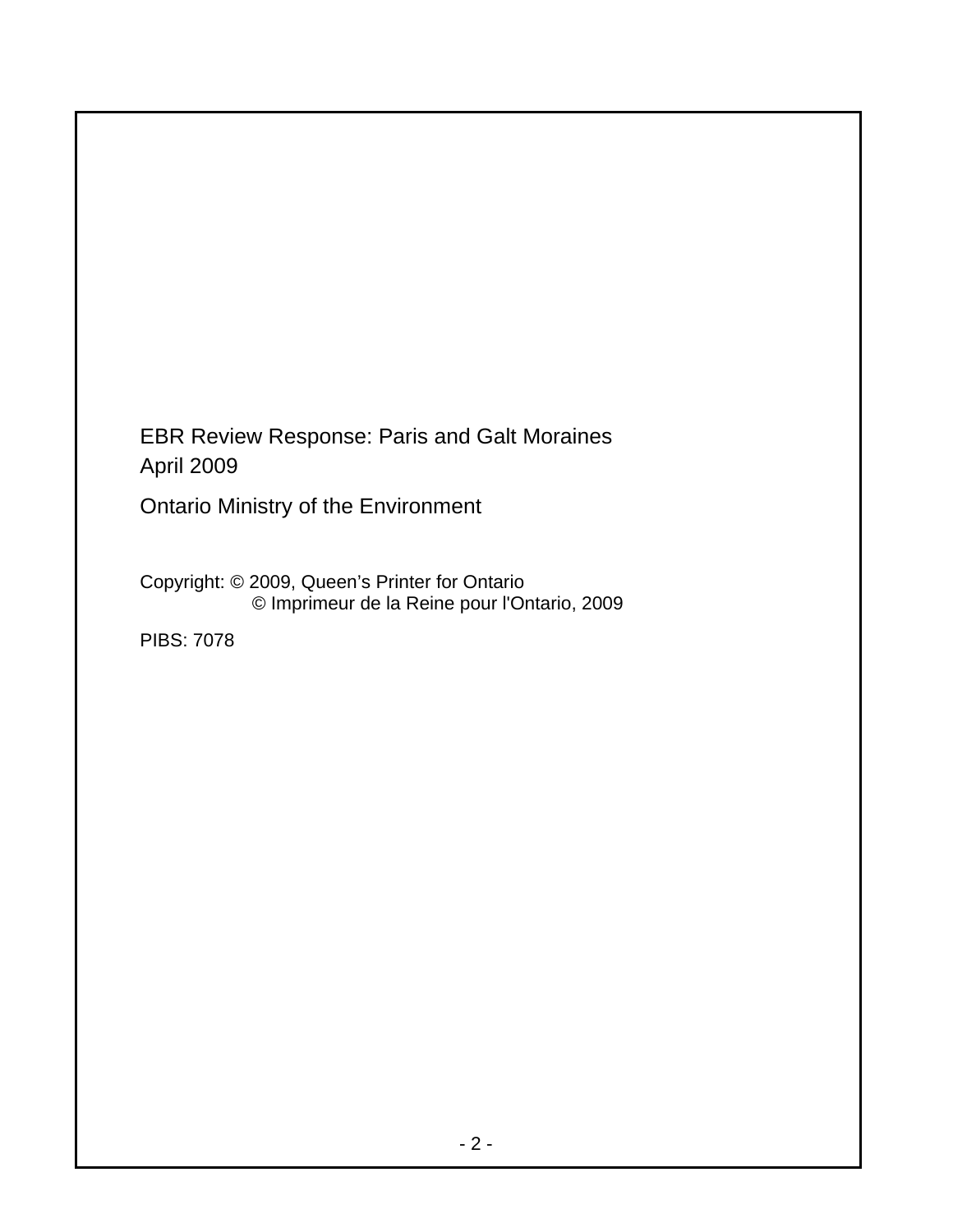EBR Review Response: Paris and Galt Moraines
April 2009

Ontario Ministry of the Environment

Copyright: © 2009, Queen’s Printer for Ontario
© Imprimeur de la Reine pour l'Ontario, 2009

PIBS: 7078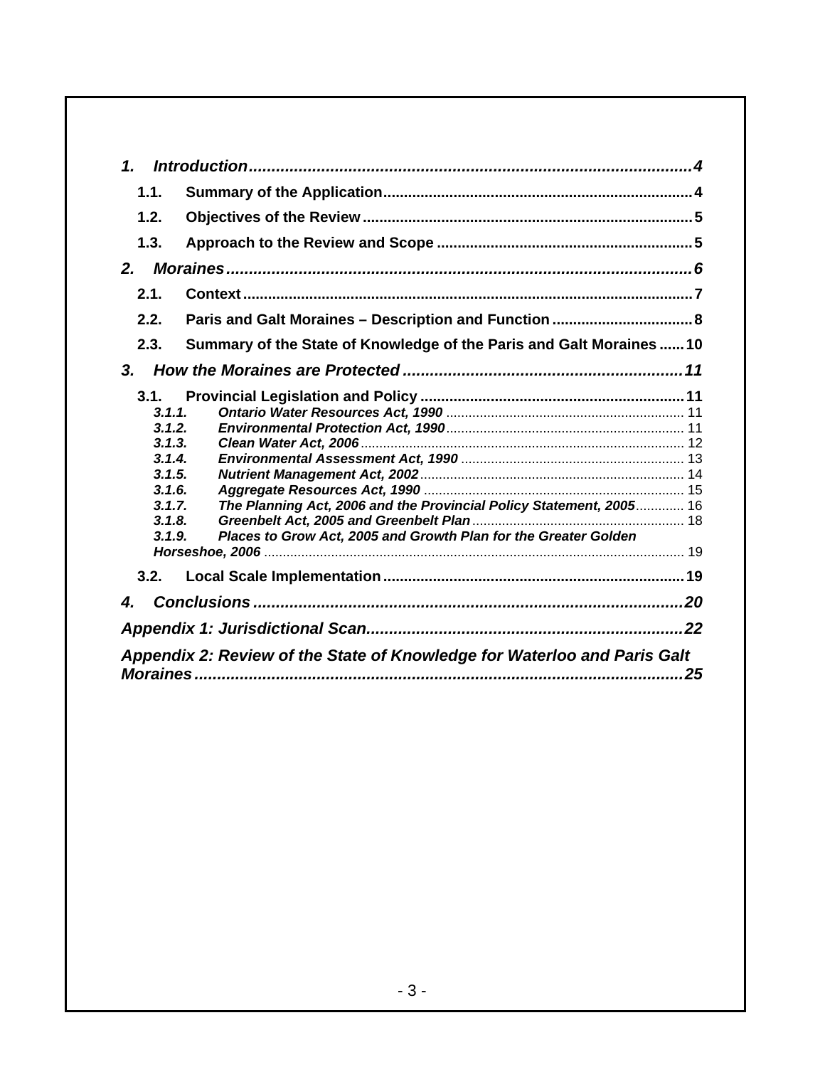***1. Introduction.................................................................................................4***

**1.1. Summary of the Application..........................................................................4**

**1.2. Objectives of the Review...............................................................................5**

**1.3. Approach to the Review and Scope .............................................................5**

***2. Moraines.....................................................................................................6***

**2.1. Context............................................................................................................7**

**2.2. Paris and Galt Moraines – Description and Function .................................8**

**2.3. Summary of the State of Knowledge of the Paris and Galt Moraines ......10**

***3. How the Moraines are Protected .............................................................11***

**3.1. Provincial Legislation and Policy ................................................................11**

***3.1.1. Ontario Water Resources Act, 1990*** ............................................................... 11
***3.1.2. Environmental Protection Act, 1990***............................................................... 11
***3.1.3. Clean Water Act, 2006***...................................................................................... 12
***3.1.4. Environmental Assessment Act, 1990*** ........................................................... 13
***3.1.5. Nutrient Management Act, 2002***...................................................................... 14
***3.1.6. Aggregate Resources Act, 1990*** ..................................................................... 15
***3.1.7. The Planning Act, 2006 and the Provincial Policy Statement, 2005***............. 16
***3.1.8. Greenbelt Act, 2005 and Greenbelt Plan***........................................................ 18
***3.1.9. Places to Grow Act, 2005 and Growth Plan for the Greater Golden Horseshoe, 2006*** ................................................................................................ 19

**3.2. Local Scale Implementation........................................................................19**

***4. Conclusions ..............................................................................................20***

***Appendix 1: Jurisdictional Scan.....................................................................22***

***Appendix 2: Review of the State of Knowledge for Waterloo and Paris Galt Moraines...........................................................................................................25***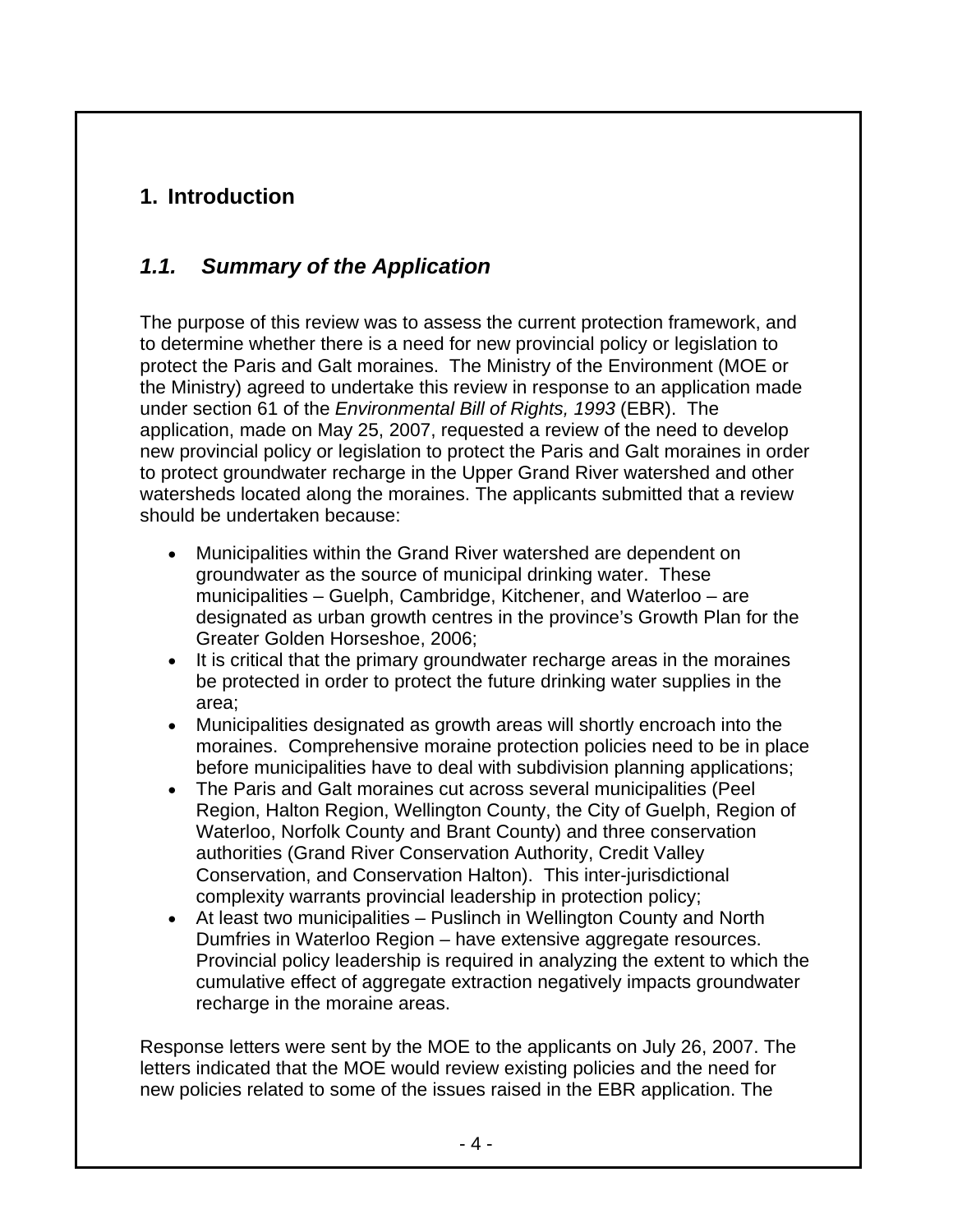# 1. Introduction

## *1.1. Summary of the Application*

The purpose of this review was to assess the current protection framework, and to determine whether there is a need for new provincial policy or legislation to protect the Paris and Galt moraines. The Ministry of the Environment (MOE or the Ministry) agreed to undertake this review in response to an application made under section 61 of the *Environmental Bill of Rights, 1993* (EBR). The application, made on May 25, 2007, requested a review of the need to develop new provincial policy or legislation to protect the Paris and Galt moraines in order to protect groundwater recharge in the Upper Grand River watershed and other watersheds located along the moraines. The applicants submitted that a review should be undertaken because:

- Municipalities within the Grand River watershed are dependent on groundwater as the source of municipal drinking water. These municipalities – Guelph, Cambridge, Kitchener, and Waterloo – are designated as urban growth centres in the province's Growth Plan for the Greater Golden Horseshoe, 2006;
- It is critical that the primary groundwater recharge areas in the moraines be protected in order to protect the future drinking water supplies in the area;
- Municipalities designated as growth areas will shortly encroach into the moraines. Comprehensive moraine protection policies need to be in place before municipalities have to deal with subdivision planning applications;
- The Paris and Galt moraines cut across several municipalities (Peel Region, Halton Region, Wellington County, the City of Guelph, Region of Waterloo, Norfolk County and Brant County) and three conservation authorities (Grand River Conservation Authority, Credit Valley Conservation, and Conservation Halton). This inter-jurisdictional complexity warrants provincial leadership in protection policy;
- At least two municipalities – Puslinch in Wellington County and North Dumfries in Waterloo Region – have extensive aggregate resources. Provincial policy leadership is required in analyzing the extent to which the cumulative effect of aggregate extraction negatively impacts groundwater recharge in the moraine areas.

Response letters were sent by the MOE to the applicants on July 26, 2007. The letters indicated that the MOE would review existing policies and the need for new policies related to some of the issues raised in the EBR application. The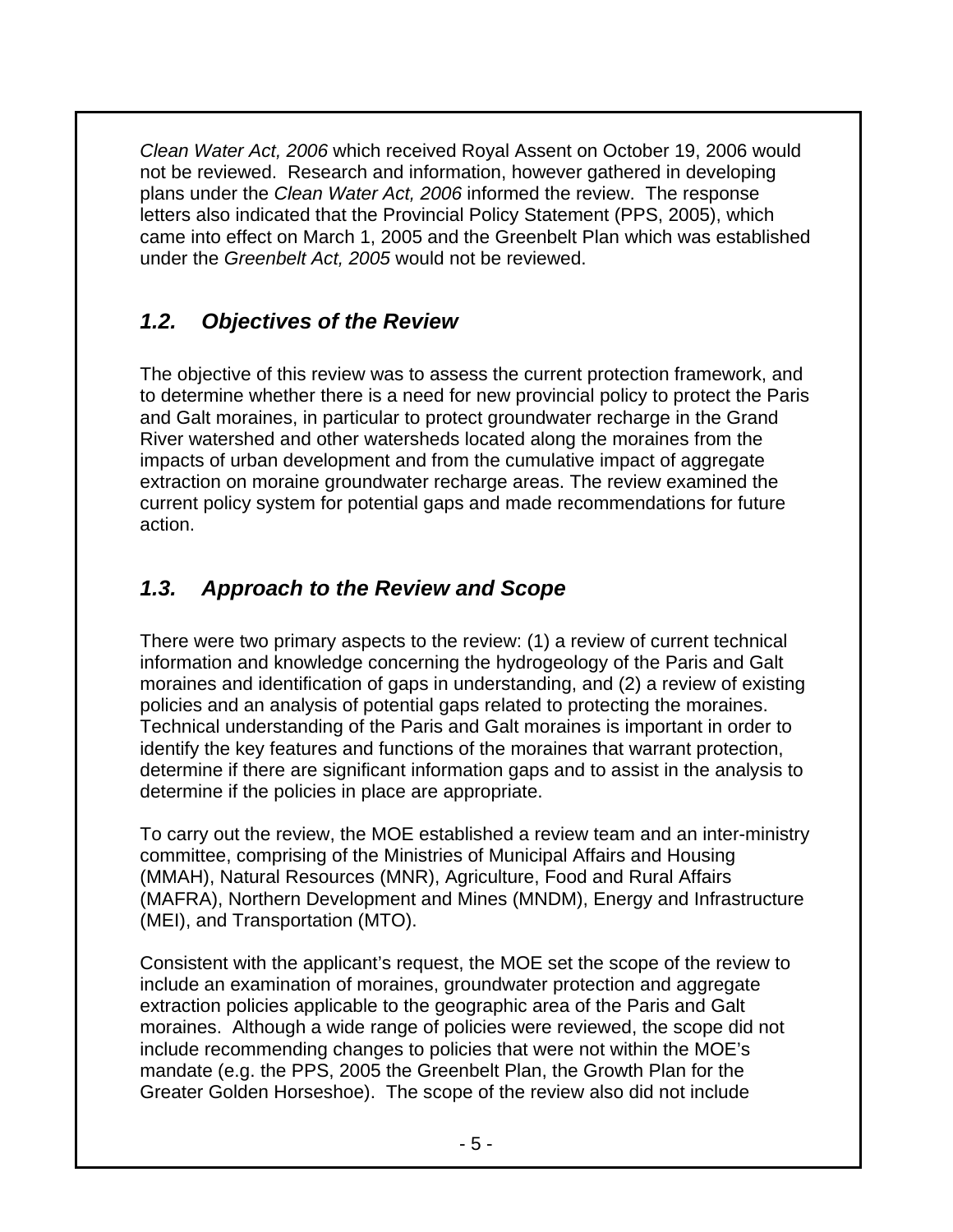*Clean Water Act, 2006* which received Royal Assent on October 19, 2006 would not be reviewed. Research and information, however gathered in developing plans under the *Clean Water Act, 2006* informed the review. The response letters also indicated that the Provincial Policy Statement (PPS, 2005), which came into effect on March 1, 2005 and the Greenbelt Plan which was established under the *Greenbelt Act, 2005* would not be reviewed.

## *1.2. Objectives of the Review*

The objective of this review was to assess the current protection framework, and to determine whether there is a need for new provincial policy to protect the Paris and Galt moraines, in particular to protect groundwater recharge in the Grand River watershed and other watersheds located along the moraines from the impacts of urban development and from the cumulative impact of aggregate extraction on moraine groundwater recharge areas. The review examined the current policy system for potential gaps and made recommendations for future action.

## *1.3. Approach to the Review and Scope*

There were two primary aspects to the review: (1) a review of current technical information and knowledge concerning the hydrogeology of the Paris and Galt moraines and identification of gaps in understanding, and (2) a review of existing policies and an analysis of potential gaps related to protecting the moraines. Technical understanding of the Paris and Galt moraines is important in order to identify the key features and functions of the moraines that warrant protection, determine if there are significant information gaps and to assist in the analysis to determine if the policies in place are appropriate.

To carry out the review, the MOE established a review team and an inter-ministry committee, comprising of the Ministries of Municipal Affairs and Housing (MMAH), Natural Resources (MNR), Agriculture, Food and Rural Affairs (MAFRA), Northern Development and Mines (MNDM), Energy and Infrastructure (MEI), and Transportation (MTO).

Consistent with the applicant's request, the MOE set the scope of the review to include an examination of moraines, groundwater protection and aggregate extraction policies applicable to the geographic area of the Paris and Galt moraines. Although a wide range of policies were reviewed, the scope did not include recommending changes to policies that were not within the MOE's mandate (e.g. the PPS, 2005 the Greenbelt Plan, the Growth Plan for the Greater Golden Horseshoe). The scope of the review also did not include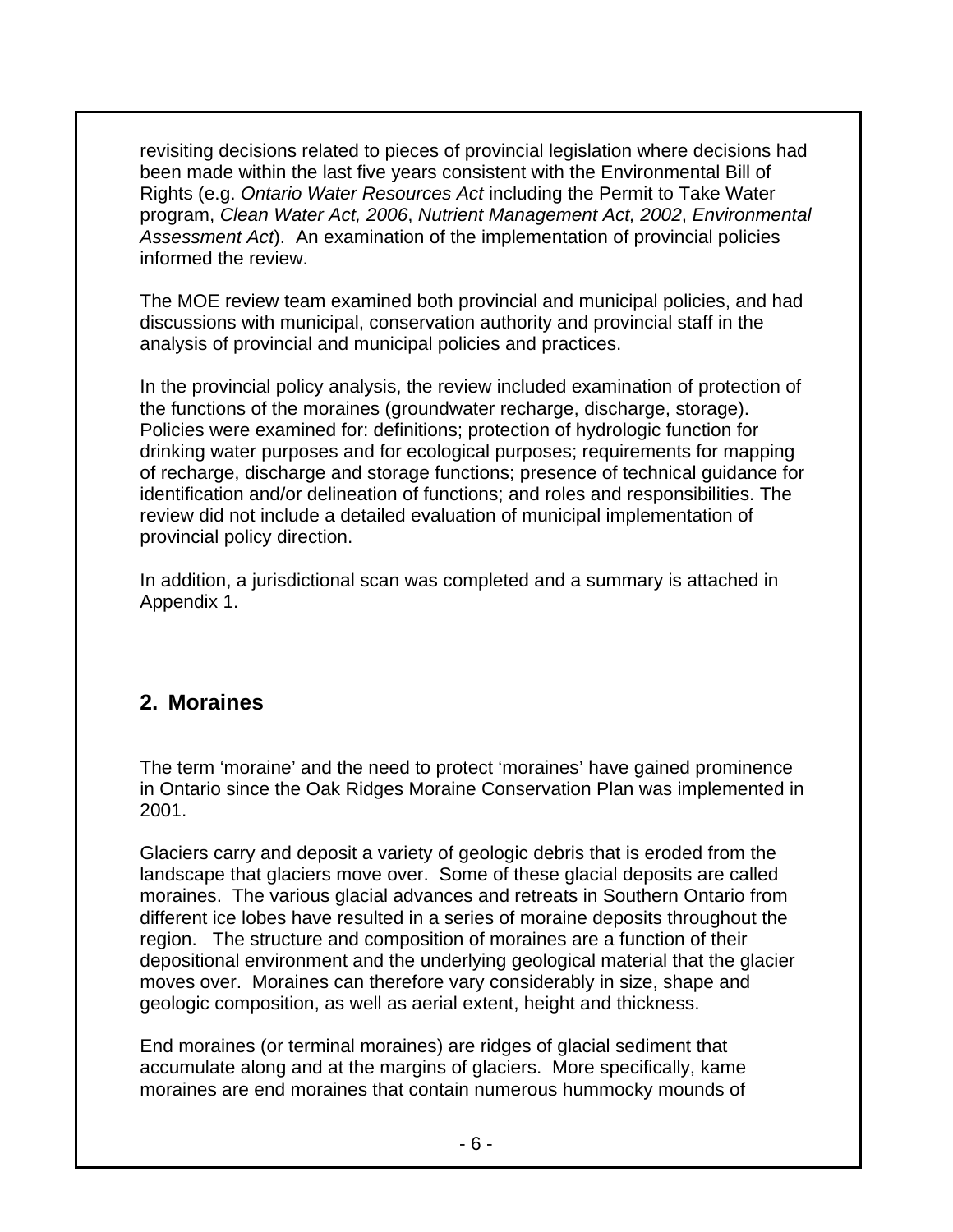revisiting decisions related to pieces of provincial legislation where decisions had been made within the last five years consistent with the Environmental Bill of Rights (e.g. *Ontario Water Resources Act* including the Permit to Take Water program, *Clean Water Act, 2006*, *Nutrient Management Act, 2002*, *Environmental Assessment Act*). An examination of the implementation of provincial policies informed the review.

The MOE review team examined both provincial and municipal policies, and had discussions with municipal, conservation authority and provincial staff in the analysis of provincial and municipal policies and practices.

In the provincial policy analysis, the review included examination of protection of the functions of the moraines (groundwater recharge, discharge, storage). Policies were examined for: definitions; protection of hydrologic function for drinking water purposes and for ecological purposes; requirements for mapping of recharge, discharge and storage functions; presence of technical guidance for identification and/or delineation of functions; and roles and responsibilities. The review did not include a detailed evaluation of municipal implementation of provincial policy direction.

In addition, a jurisdictional scan was completed and a summary is attached in Appendix 1.

## 2. Moraines

The term 'moraine' and the need to protect 'moraines' have gained prominence in Ontario since the Oak Ridges Moraine Conservation Plan was implemented in 2001.

Glaciers carry and deposit a variety of geologic debris that is eroded from the landscape that glaciers move over. Some of these glacial deposits are called moraines. The various glacial advances and retreats in Southern Ontario from different ice lobes have resulted in a series of moraine deposits throughout the region. The structure and composition of moraines are a function of their depositional environment and the underlying geological material that the glacier moves over. Moraines can therefore vary considerably in size, shape and geologic composition, as well as aerial extent, height and thickness.

End moraines (or terminal moraines) are ridges of glacial sediment that accumulate along and at the margins of glaciers. More specifically, kame moraines are end moraines that contain numerous hummocky mounds of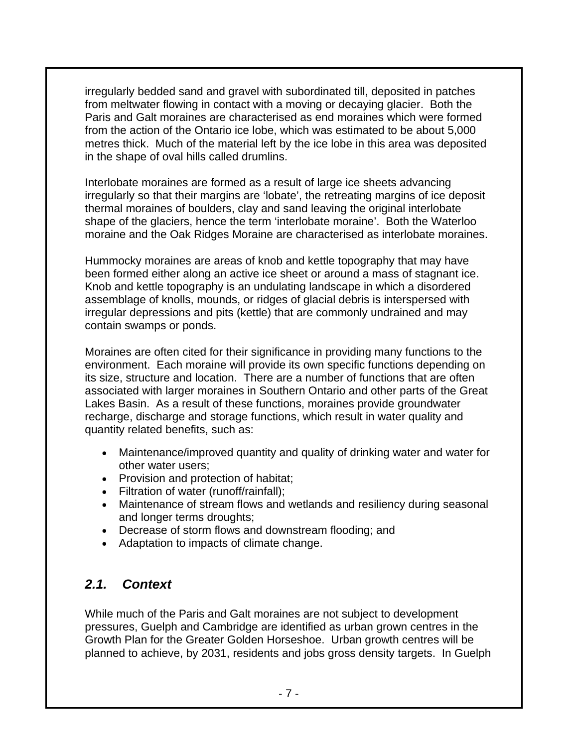irregularly bedded sand and gravel with subordinated till, deposited in patches from meltwater flowing in contact with a moving or decaying glacier. Both the Paris and Galt moraines are characterised as end moraines which were formed from the action of the Ontario ice lobe, which was estimated to be about 5,000 metres thick. Much of the material left by the ice lobe in this area was deposited in the shape of oval hills called drumlins.

Interlobate moraines are formed as a result of large ice sheets advancing irregularly so that their margins are 'lobate', the retreating margins of ice deposit thermal moraines of boulders, clay and sand leaving the original interlobate shape of the glaciers, hence the term 'interlobate moraine'. Both the Waterloo moraine and the Oak Ridges Moraine are characterised as interlobate moraines.

Hummocky moraines are areas of knob and kettle topography that may have been formed either along an active ice sheet or around a mass of stagnant ice. Knob and kettle topography is an undulating landscape in which a disordered assemblage of knolls, mounds, or ridges of glacial debris is interspersed with irregular depressions and pits (kettle) that are commonly undrained and may contain swamps or ponds.

Moraines are often cited for their significance in providing many functions to the environment. Each moraine will provide its own specific functions depending on its size, structure and location. There are a number of functions that are often associated with larger moraines in Southern Ontario and other parts of the Great Lakes Basin. As a result of these functions, moraines provide groundwater recharge, discharge and storage functions, which result in water quality and quantity related benefits, such as:

- Maintenance/improved quantity and quality of drinking water and water for other water users;
- Provision and protection of habitat;
- Filtration of water (runoff/rainfall);
- Maintenance of stream flows and wetlands and resiliency during seasonal and longer terms droughts;
- Decrease of storm flows and downstream flooding; and
- Adaptation to impacts of climate change.

## *2.1. Context*

While much of the Paris and Galt moraines are not subject to development pressures, Guelph and Cambridge are identified as urban grown centres in the Growth Plan for the Greater Golden Horseshoe. Urban growth centres will be planned to achieve, by 2031, residents and jobs gross density targets. In Guelph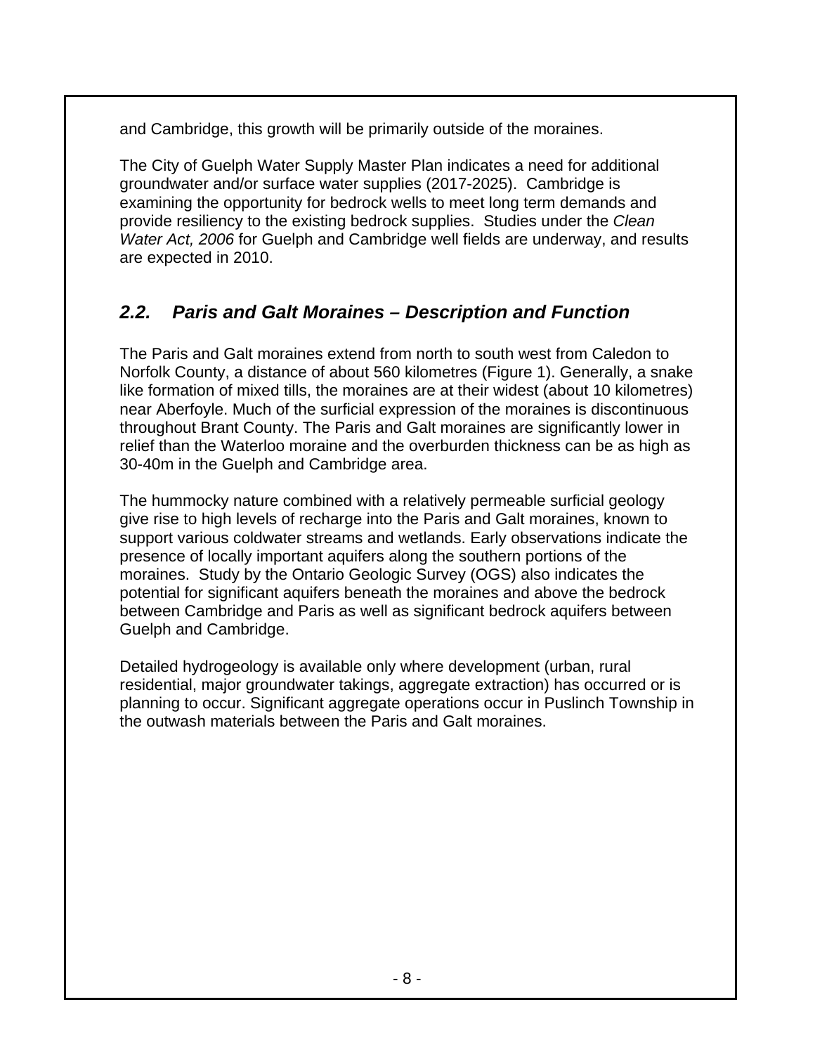and Cambridge, this growth will be primarily outside of the moraines.

The City of Guelph Water Supply Master Plan indicates a need for additional groundwater and/or surface water supplies (2017-2025). Cambridge is examining the opportunity for bedrock wells to meet long term demands and provide resiliency to the existing bedrock supplies. Studies under the *Clean Water Act, 2006* for Guelph and Cambridge well fields are underway, and results are expected in 2010.

## *2.2. Paris and Galt Moraines – Description and Function*

The Paris and Galt moraines extend from north to south west from Caledon to Norfolk County, a distance of about 560 kilometres (Figure 1). Generally, a snake like formation of mixed tills, the moraines are at their widest (about 10 kilometres) near Aberfoyle. Much of the surficial expression of the moraines is discontinuous throughout Brant County. The Paris and Galt moraines are significantly lower in relief than the Waterloo moraine and the overburden thickness can be as high as 30-40m in the Guelph and Cambridge area.

The hummocky nature combined with a relatively permeable surficial geology give rise to high levels of recharge into the Paris and Galt moraines, known to support various coldwater streams and wetlands. Early observations indicate the presence of locally important aquifers along the southern portions of the moraines. Study by the Ontario Geologic Survey (OGS) also indicates the potential for significant aquifers beneath the moraines and above the bedrock between Cambridge and Paris as well as significant bedrock aquifers between Guelph and Cambridge.

Detailed hydrogeology is available only where development (urban, rural residential, major groundwater takings, aggregate extraction) has occurred or is planning to occur. Significant aggregate operations occur in Puslinch Township in the outwash materials between the Paris and Galt moraines.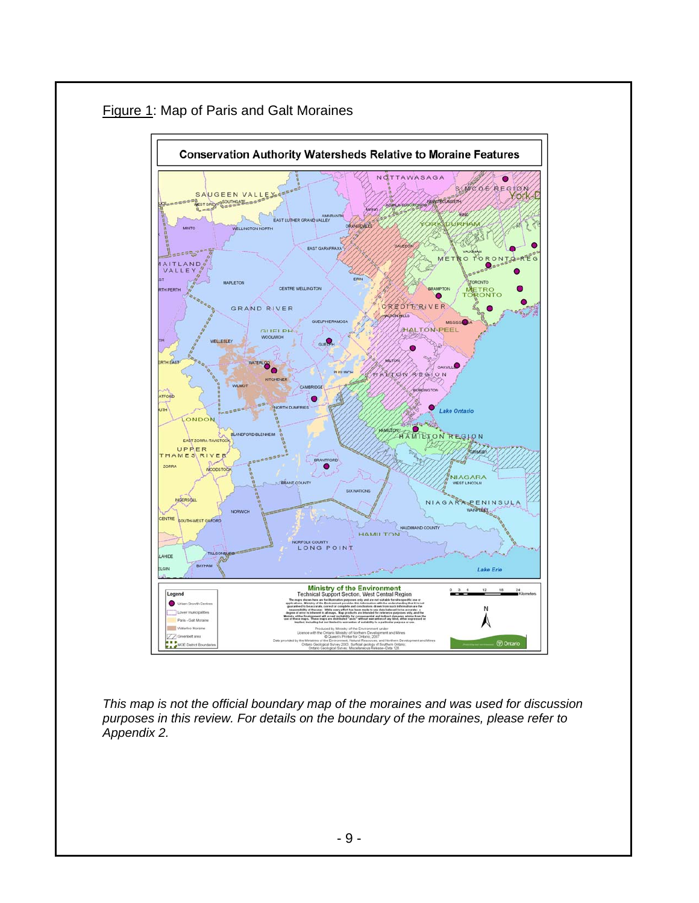Figure 1: Map of Paris and Galt Moraines

*This map is not the official boundary map of the moraines and was used for discussion purposes in this review. For details on the boundary of the moraines, please refer to Appendix 2.*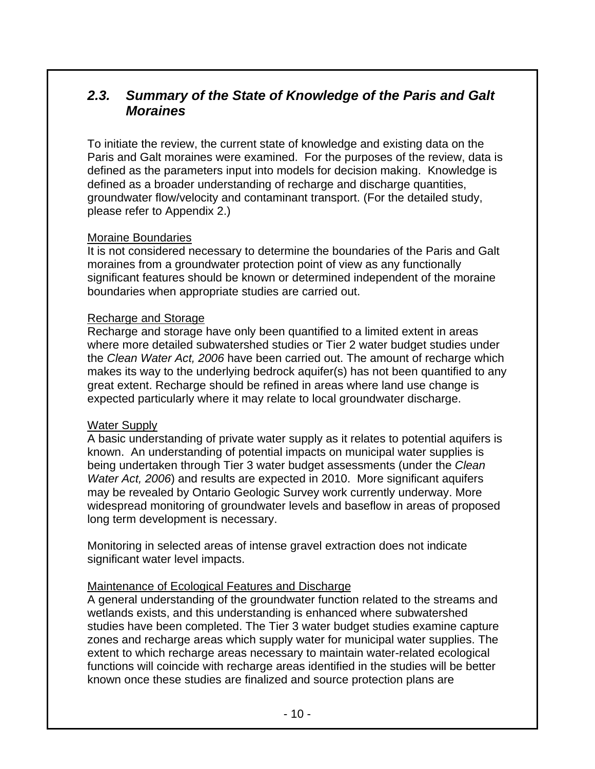## *2.3. Summary of the State of Knowledge of the Paris and Galt Moraines*

To initiate the review, the current state of knowledge and existing data on the Paris and Galt moraines were examined. For the purposes of the review, data is defined as the parameters input into models for decision making. Knowledge is defined as a broader understanding of recharge and discharge quantities, groundwater flow/velocity and contaminant transport. (For the detailed study, please refer to Appendix 2.)

<u>Moraine Boundaries</u>

It is not considered necessary to determine the boundaries of the Paris and Galt moraines from a groundwater protection point of view as any functionally significant features should be known or determined independent of the moraine boundaries when appropriate studies are carried out.

<u>Recharge and Storage</u>

Recharge and storage have only been quantified to a limited extent in areas where more detailed subwatershed studies or Tier 2 water budget studies under the *Clean Water Act, 2006* have been carried out. The amount of recharge which makes its way to the underlying bedrock aquifer(s) has not been quantified to any great extent. Recharge should be refined in areas where land use change is expected particularly where it may relate to local groundwater discharge.

<u>Water Supply</u>

A basic understanding of private water supply as it relates to potential aquifers is known. An understanding of potential impacts on municipal water supplies is being undertaken through Tier 3 water budget assessments (under the *Clean Water Act, 2006*) and results are expected in 2010. More significant aquifers may be revealed by Ontario Geologic Survey work currently underway. More widespread monitoring of groundwater levels and baseflow in areas of proposed long term development is necessary.

Monitoring in selected areas of intense gravel extraction does not indicate significant water level impacts.

<u>Maintenance of Ecological Features and Discharge</u>

A general understanding of the groundwater function related to the streams and wetlands exists, and this understanding is enhanced where subwatershed studies have been completed. The Tier 3 water budget studies examine capture zones and recharge areas which supply water for municipal water supplies. The extent to which recharge areas necessary to maintain water-related ecological functions will coincide with recharge areas identified in the studies will be better known once these studies are finalized and source protection plans are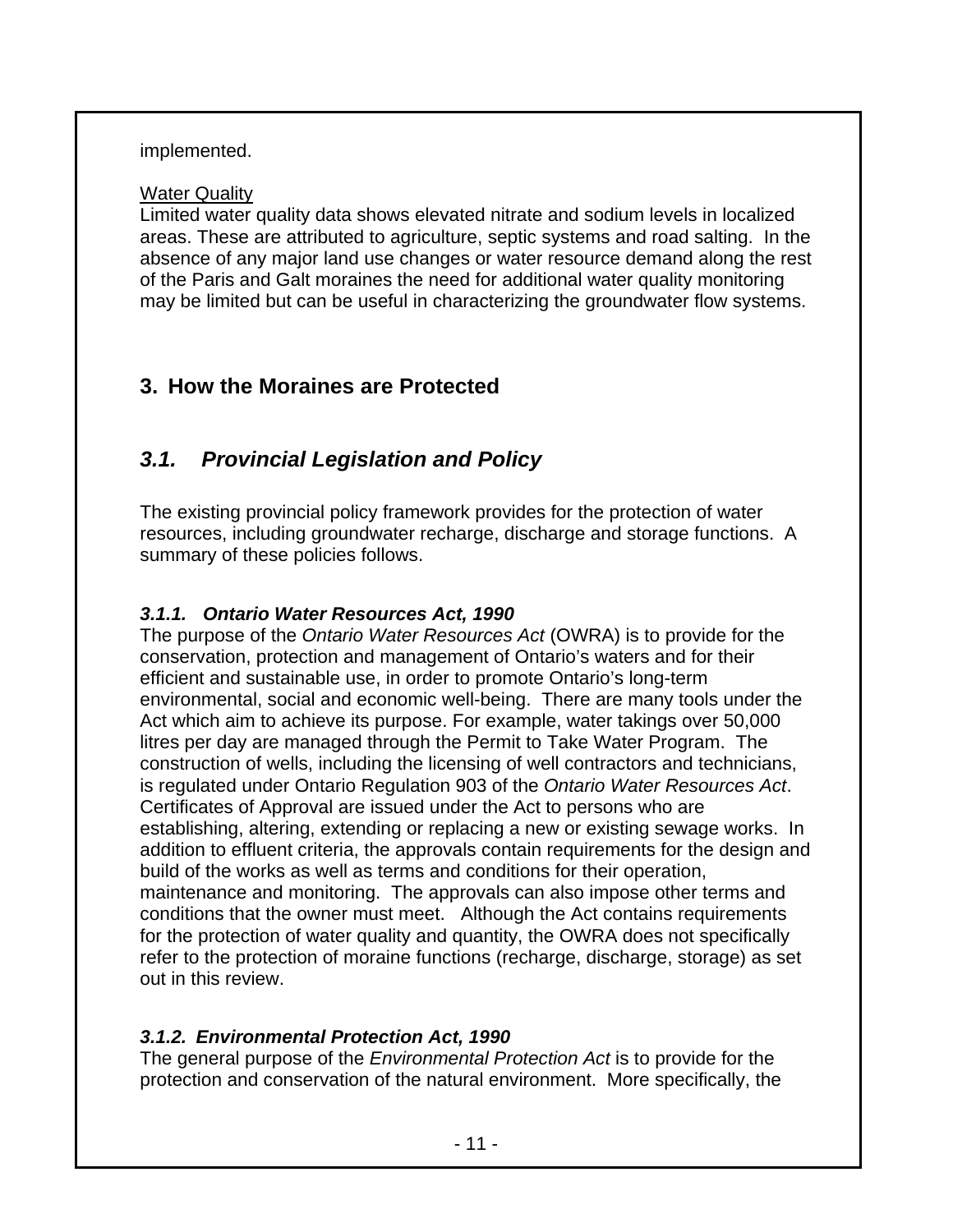implemented.

Water Quality

Limited water quality data shows elevated nitrate and sodium levels in localized areas. These are attributed to agriculture, septic systems and road salting. In the absence of any major land use changes or water resource demand along the rest of the Paris and Galt moraines the need for additional water quality monitoring may be limited but can be useful in characterizing the groundwater flow systems.

## 3. How the Moraines are Protected

## *3.1. Provincial Legislation and Policy*

The existing provincial policy framework provides for the protection of water resources, including groundwater recharge, discharge and storage functions. A summary of these policies follows.

### *3.1.1. Ontario Water Resources Act, 1990*

The purpose of the *Ontario Water Resources Act* (OWRA) is to provide for the conservation, protection and management of Ontario's waters and for their efficient and sustainable use, in order to promote Ontario's long-term environmental, social and economic well-being. There are many tools under the Act which aim to achieve its purpose. For example, water takings over 50,000 litres per day are managed through the Permit to Take Water Program. The construction of wells, including the licensing of well contractors and technicians, is regulated under Ontario Regulation 903 of the *Ontario Water Resources Act*. Certificates of Approval are issued under the Act to persons who are establishing, altering, extending or replacing a new or existing sewage works. In addition to effluent criteria, the approvals contain requirements for the design and build of the works as well as terms and conditions for their operation, maintenance and monitoring. The approvals can also impose other terms and conditions that the owner must meet. Although the Act contains requirements for the protection of water quality and quantity, the OWRA does not specifically refer to the protection of moraine functions (recharge, discharge, storage) as set out in this review.

### *3.1.2. Environmental Protection Act, 1990*

The general purpose of the *Environmental Protection Act* is to provide for the protection and conservation of the natural environment. More specifically, the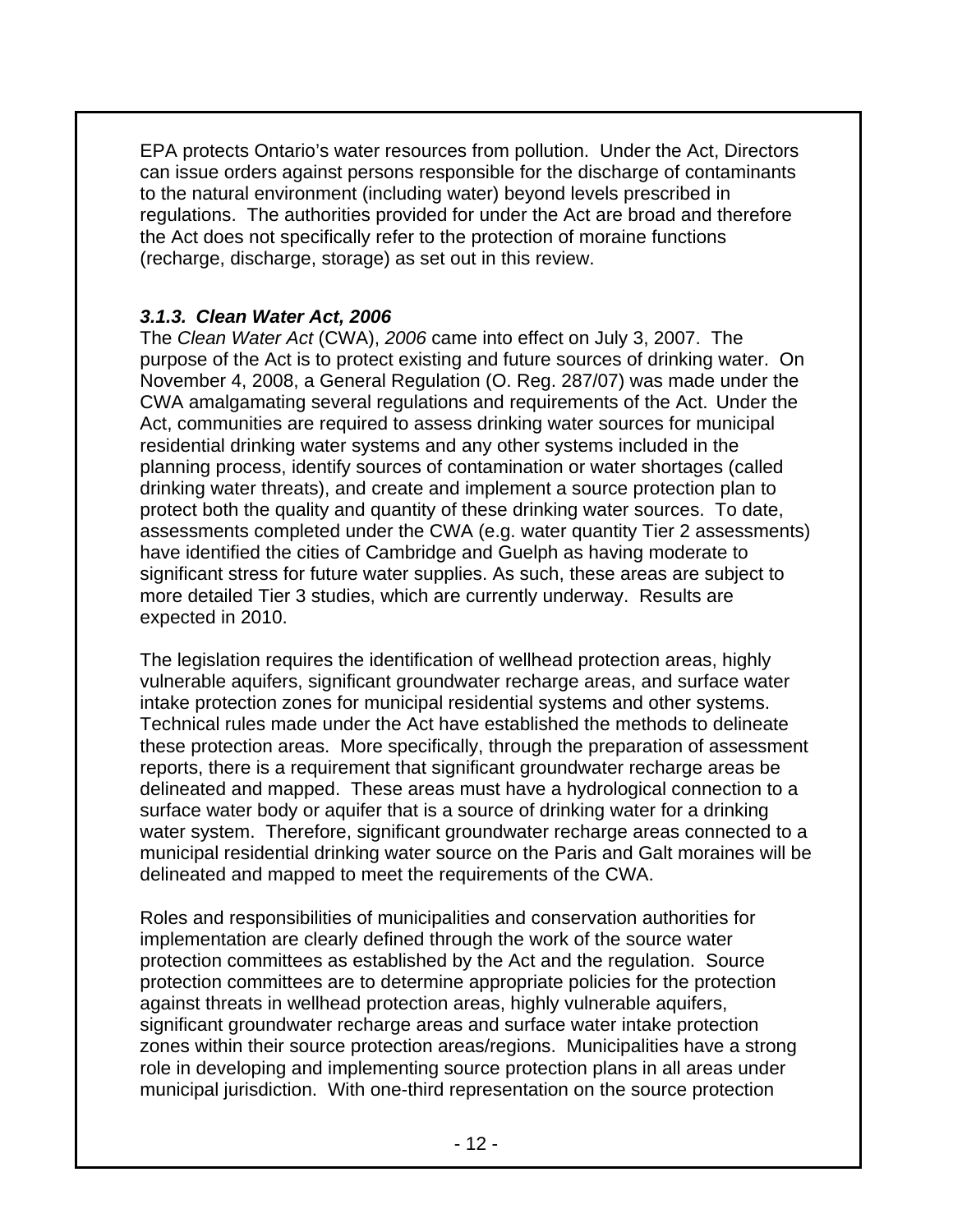EPA protects Ontario's water resources from pollution. Under the Act, Directors can issue orders against persons responsible for the discharge of contaminants to the natural environment (including water) beyond levels prescribed in regulations. The authorities provided for under the Act are broad and therefore the Act does not specifically refer to the protection of moraine functions (recharge, discharge, storage) as set out in this review.

### *3.1.3. Clean Water Act, 2006*

The *Clean Water Act* (CWA), *2006* came into effect on July 3, 2007. The purpose of the Act is to protect existing and future sources of drinking water. On November 4, 2008, a General Regulation (O. Reg. 287/07) was made under the CWA amalgamating several regulations and requirements of the Act. Under the Act, communities are required to assess drinking water sources for municipal residential drinking water systems and any other systems included in the planning process, identify sources of contamination or water shortages (called drinking water threats), and create and implement a source protection plan to protect both the quality and quantity of these drinking water sources. To date, assessments completed under the CWA (e.g. water quantity Tier 2 assessments) have identified the cities of Cambridge and Guelph as having moderate to significant stress for future water supplies. As such, these areas are subject to more detailed Tier 3 studies, which are currently underway. Results are expected in 2010.

The legislation requires the identification of wellhead protection areas, highly vulnerable aquifers, significant groundwater recharge areas, and surface water intake protection zones for municipal residential systems and other systems. Technical rules made under the Act have established the methods to delineate these protection areas. More specifically, through the preparation of assessment reports, there is a requirement that significant groundwater recharge areas be delineated and mapped. These areas must have a hydrological connection to a surface water body or aquifer that is a source of drinking water for a drinking water system. Therefore, significant groundwater recharge areas connected to a municipal residential drinking water source on the Paris and Galt moraines will be delineated and mapped to meet the requirements of the CWA.

Roles and responsibilities of municipalities and conservation authorities for implementation are clearly defined through the work of the source water protection committees as established by the Act and the regulation. Source protection committees are to determine appropriate policies for the protection against threats in wellhead protection areas, highly vulnerable aquifers, significant groundwater recharge areas and surface water intake protection zones within their source protection areas/regions. Municipalities have a strong role in developing and implementing source protection plans in all areas under municipal jurisdiction. With one-third representation on the source protection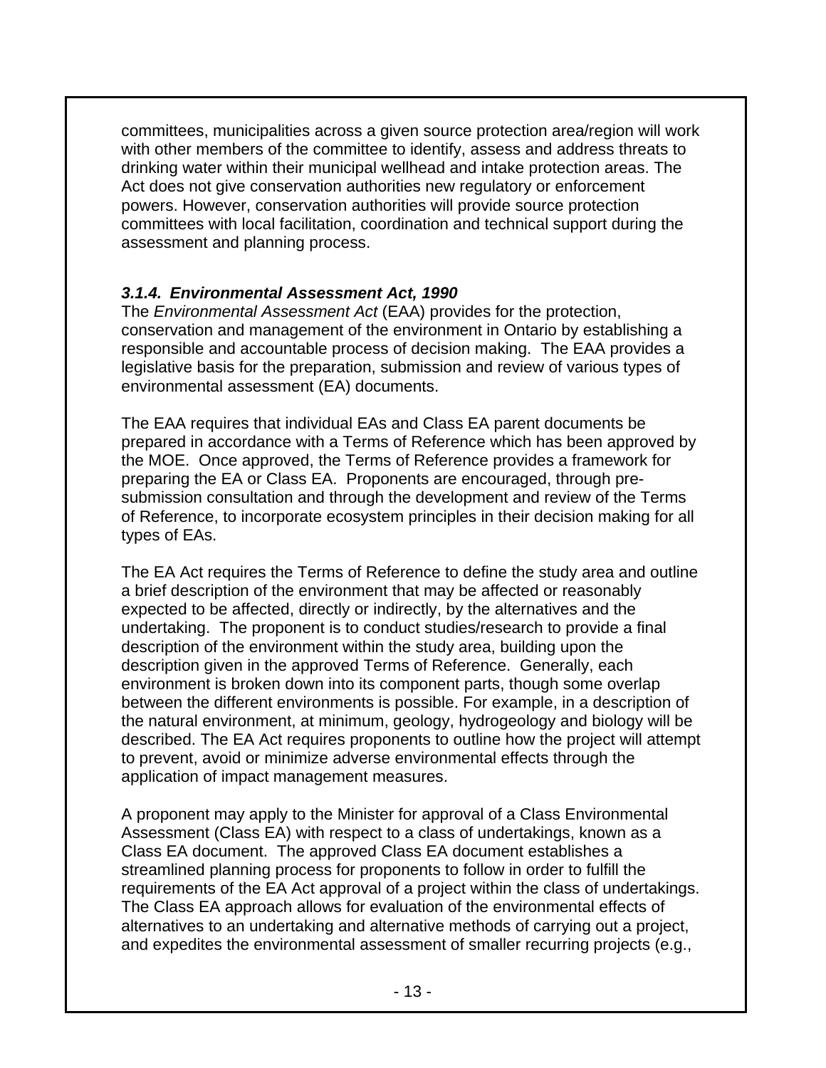committees, municipalities across a given source protection area/region will work with other members of the committee to identify, assess and address threats to drinking water within their municipal wellhead and intake protection areas. The Act does not give conservation authorities new regulatory or enforcement powers. However, conservation authorities will provide source protection committees with local facilitation, coordination and technical support during the assessment and planning process.

### *3.1.4. Environmental Assessment Act, 1990*

The *Environmental Assessment Act* (EAA) provides for the protection, conservation and management of the environment in Ontario by establishing a responsible and accountable process of decision making. The EAA provides a legislative basis for the preparation, submission and review of various types of environmental assessment (EA) documents.

The EAA requires that individual EAs and Class EA parent documents be prepared in accordance with a Terms of Reference which has been approved by the MOE. Once approved, the Terms of Reference provides a framework for preparing the EA or Class EA. Proponents are encouraged, through pre-submission consultation and through the development and review of the Terms of Reference, to incorporate ecosystem principles in their decision making for all types of EAs.

The EA Act requires the Terms of Reference to define the study area and outline a brief description of the environment that may be affected or reasonably expected to be affected, directly or indirectly, by the alternatives and the undertaking. The proponent is to conduct studies/research to provide a final description of the environment within the study area, building upon the description given in the approved Terms of Reference. Generally, each environment is broken down into its component parts, though some overlap between the different environments is possible. For example, in a description of the natural environment, at minimum, geology, hydrogeology and biology will be described. The EA Act requires proponents to outline how the project will attempt to prevent, avoid or minimize adverse environmental effects through the application of impact management measures.

A proponent may apply to the Minister for approval of a Class Environmental Assessment (Class EA) with respect to a class of undertakings, known as a Class EA document. The approved Class EA document establishes a streamlined planning process for proponents to follow in order to fulfill the requirements of the EA Act approval of a project within the class of undertakings. The Class EA approach allows for evaluation of the environmental effects of alternatives to an undertaking and alternative methods of carrying out a project, and expedites the environmental assessment of smaller recurring projects (e.g.,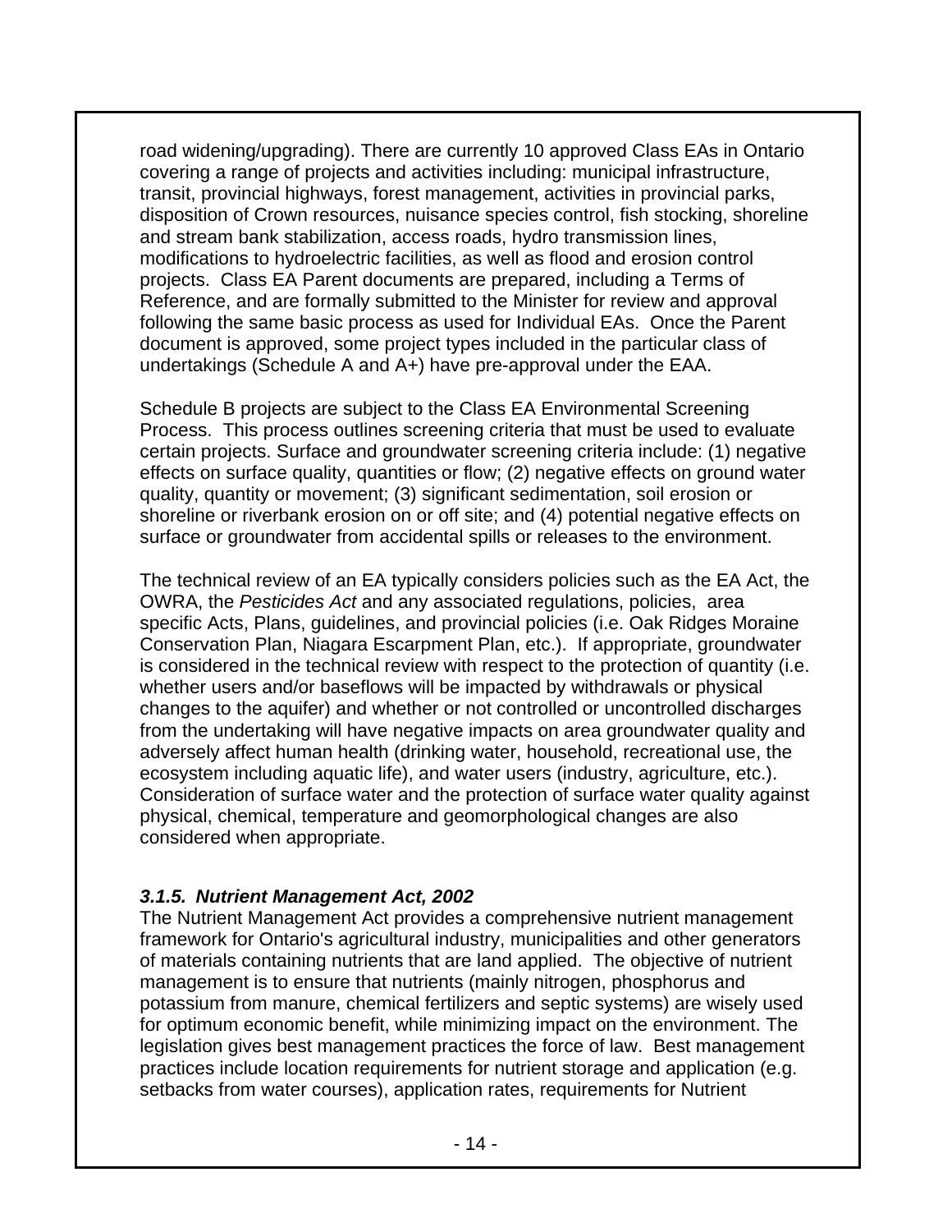road widening/upgrading). There are currently 10 approved Class EAs in Ontario covering a range of projects and activities including: municipal infrastructure, transit, provincial highways, forest management, activities in provincial parks, disposition of Crown resources, nuisance species control, fish stocking, shoreline and stream bank stabilization, access roads, hydro transmission lines, modifications to hydroelectric facilities, as well as flood and erosion control projects. Class EA Parent documents are prepared, including a Terms of Reference, and are formally submitted to the Minister for review and approval following the same basic process as used for Individual EAs. Once the Parent document is approved, some project types included in the particular class of undertakings (Schedule A and A+) have pre-approval under the EAA.

Schedule B projects are subject to the Class EA Environmental Screening Process. This process outlines screening criteria that must be used to evaluate certain projects. Surface and groundwater screening criteria include: (1) negative effects on surface quality, quantities or flow; (2) negative effects on ground water quality, quantity or movement; (3) significant sedimentation, soil erosion or shoreline or riverbank erosion on or off site; and (4) potential negative effects on surface or groundwater from accidental spills or releases to the environment.

The technical review of an EA typically considers policies such as the EA Act, the OWRA, the *Pesticides Act* and any associated regulations, policies, area specific Acts, Plans, guidelines, and provincial policies (i.e. Oak Ridges Moraine Conservation Plan, Niagara Escarpment Plan, etc.). If appropriate, groundwater is considered in the technical review with respect to the protection of quantity (i.e. whether users and/or baseflows will be impacted by withdrawals or physical changes to the aquifer) and whether or not controlled or uncontrolled discharges from the undertaking will have negative impacts on area groundwater quality and adversely affect human health (drinking water, household, recreational use, the ecosystem including aquatic life), and water users (industry, agriculture, etc.). Consideration of surface water and the protection of surface water quality against physical, chemical, temperature and geomorphological changes are also considered when appropriate.

### *3.1.5. Nutrient Management Act, 2002*

The Nutrient Management Act provides a comprehensive nutrient management framework for Ontario's agricultural industry, municipalities and other generators of materials containing nutrients that are land applied. The objective of nutrient management is to ensure that nutrients (mainly nitrogen, phosphorus and potassium from manure, chemical fertilizers and septic systems) are wisely used for optimum economic benefit, while minimizing impact on the environment. The legislation gives best management practices the force of law. Best management practices include location requirements for nutrient storage and application (e.g. setbacks from water courses), application rates, requirements for Nutrient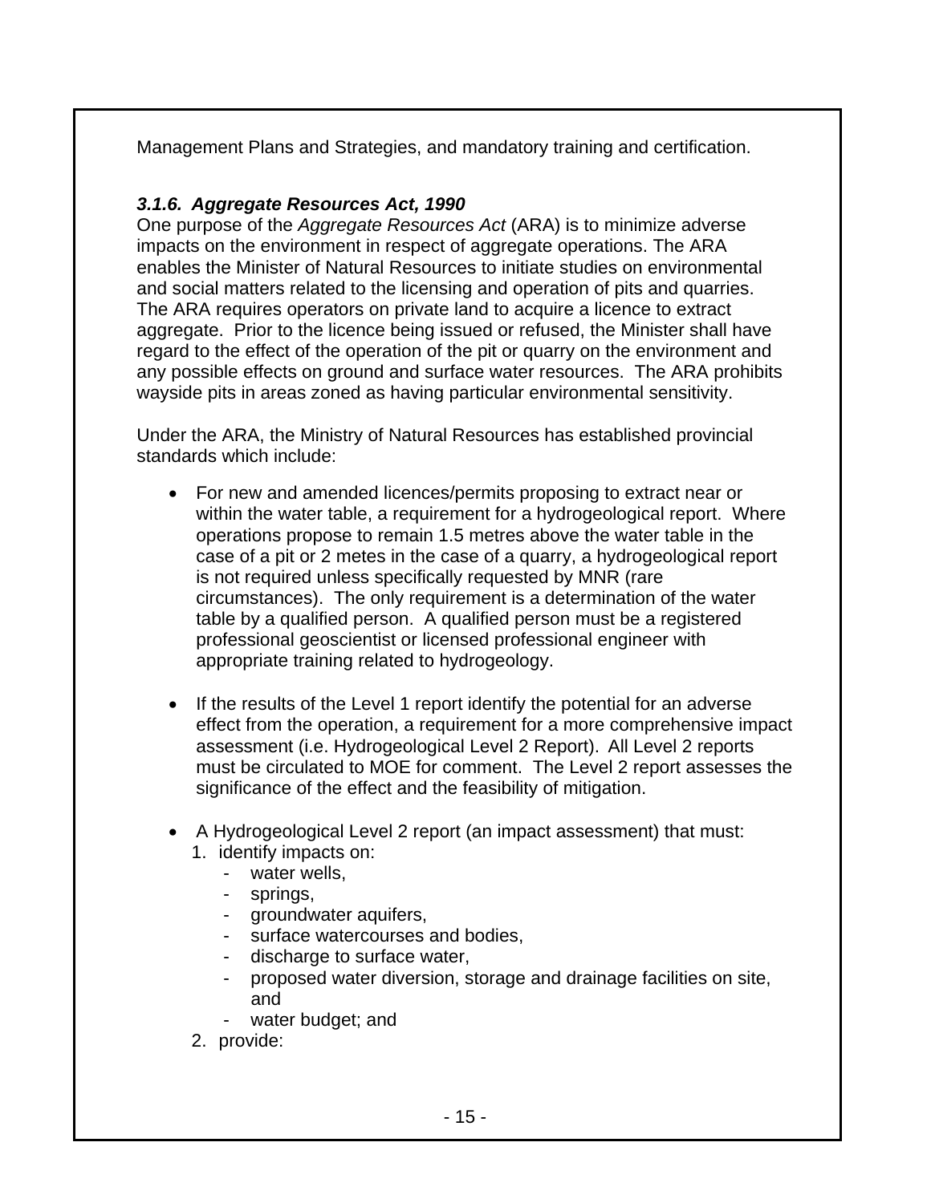Management Plans and Strategies, and mandatory training and certification.

### *3.1.6. Aggregate Resources Act, 1990*

One purpose of the *Aggregate Resources Act* (ARA) is to minimize adverse impacts on the environment in respect of aggregate operations. The ARA enables the Minister of Natural Resources to initiate studies on environmental and social matters related to the licensing and operation of pits and quarries. The ARA requires operators on private land to acquire a licence to extract aggregate. Prior to the licence being issued or refused, the Minister shall have regard to the effect of the operation of the pit or quarry on the environment and any possible effects on ground and surface water resources. The ARA prohibits wayside pits in areas zoned as having particular environmental sensitivity.

Under the ARA, the Ministry of Natural Resources has established provincial standards which include:

- For new and amended licences/permits proposing to extract near or within the water table, a requirement for a hydrogeological report. Where operations propose to remain 1.5 metres above the water table in the case of a pit or 2 metes in the case of a quarry, a hydrogeological report is not required unless specifically requested by MNR (rare circumstances). The only requirement is a determination of the water table by a qualified person. A qualified person must be a registered professional geoscientist or licensed professional engineer with appropriate training related to hydrogeology.

- If the results of the Level 1 report identify the potential for an adverse effect from the operation, a requirement for a more comprehensive impact assessment (i.e. Hydrogeological Level 2 Report). All Level 2 reports must be circulated to MOE for comment. The Level 2 report assesses the significance of the effect and the feasibility of mitigation.

- A Hydrogeological Level 2 report (an impact assessment) that must:
  1. identify impacts on:
     - water wells,
     - springs,
     - groundwater aquifers,
     - surface watercourses and bodies,
     - discharge to surface water,
     - proposed water diversion, storage and drainage facilities on site, and
     - water budget; and
  2. provide: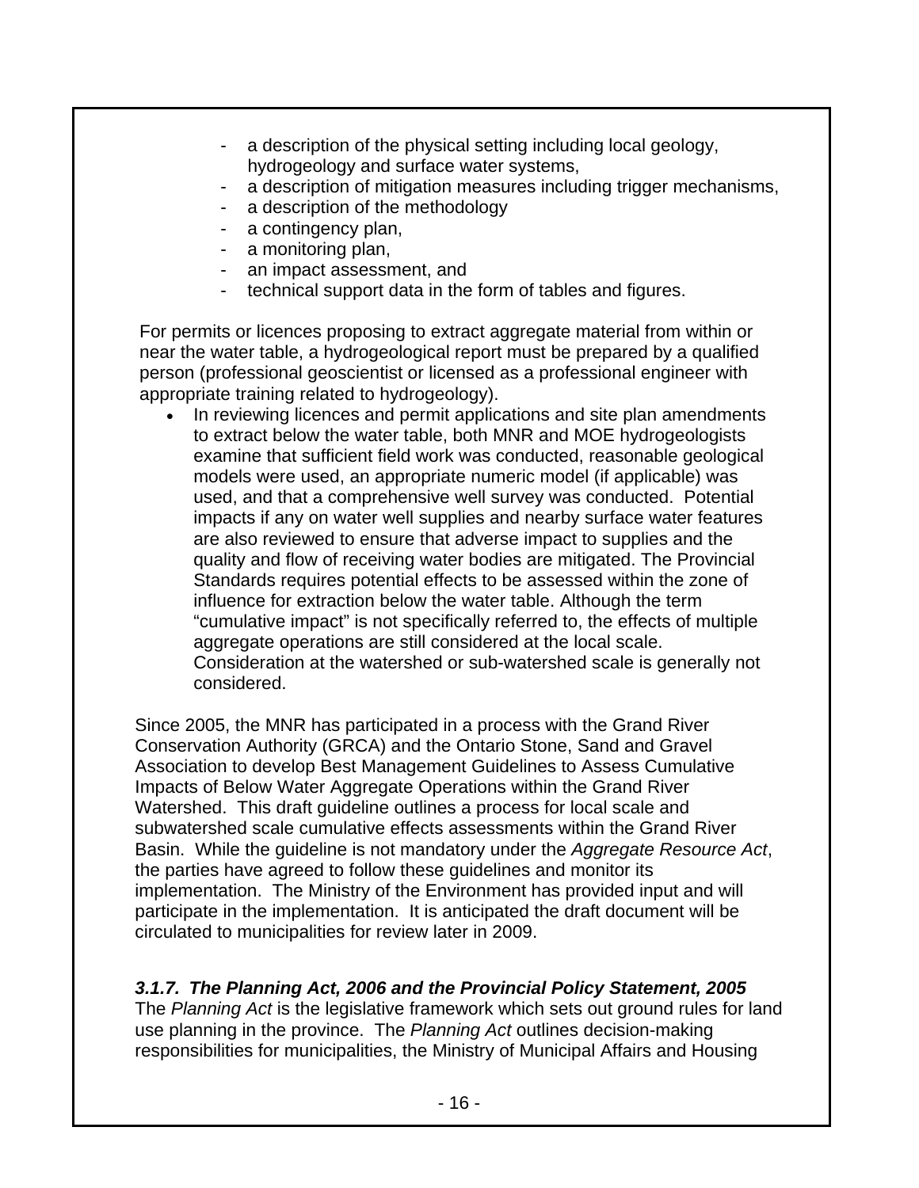- a description of the physical setting including local geology, hydrogeology and surface water systems,
- a description of mitigation measures including trigger mechanisms,
- a description of the methodology
- a contingency plan,
- a monitoring plan,
- an impact assessment, and
- technical support data in the form of tables and figures.

For permits or licences proposing to extract aggregate material from within or near the water table, a hydrogeological report must be prepared by a qualified person (professional geoscientist or licensed as a professional engineer with appropriate training related to hydrogeology).

- In reviewing licences and permit applications and site plan amendments to extract below the water table, both MNR and MOE hydrogeologists examine that sufficient field work was conducted, reasonable geological models were used, an appropriate numeric model (if applicable) was used, and that a comprehensive well survey was conducted. Potential impacts if any on water well supplies and nearby surface water features are also reviewed to ensure that adverse impact to supplies and the quality and flow of receiving water bodies are mitigated. The Provincial Standards requires potential effects to be assessed within the zone of influence for extraction below the water table. Although the term "cumulative impact" is not specifically referred to, the effects of multiple aggregate operations are still considered at the local scale. Consideration at the watershed or sub-watershed scale is generally not considered.

Since 2005, the MNR has participated in a process with the Grand River Conservation Authority (GRCA) and the Ontario Stone, Sand and Gravel Association to develop Best Management Guidelines to Assess Cumulative Impacts of Below Water Aggregate Operations within the Grand River Watershed. This draft guideline outlines a process for local scale and subwatershed scale cumulative effects assessments within the Grand River Basin. While the guideline is not mandatory under the *Aggregate Resource Act*, the parties have agreed to follow these guidelines and monitor its implementation. The Ministry of the Environment has provided input and will participate in the implementation. It is anticipated the draft document will be circulated to municipalities for review later in 2009.

### *3.1.7. The Planning Act, 2006 and the Provincial Policy Statement, 2005*

The *Planning Act* is the legislative framework which sets out ground rules for land use planning in the province. The *Planning Act* outlines decision-making responsibilities for municipalities, the Ministry of Municipal Affairs and Housing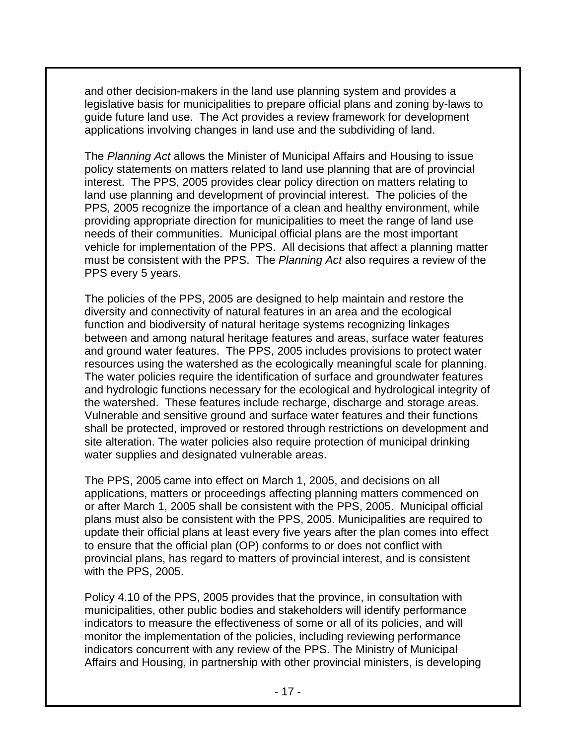and other decision-makers in the land use planning system and provides a legislative basis for municipalities to prepare official plans and zoning by-laws to guide future land use. The Act provides a review framework for development applications involving changes in land use and the subdividing of land.

The *Planning Act* allows the Minister of Municipal Affairs and Housing to issue policy statements on matters related to land use planning that are of provincial interest. The PPS, 2005 provides clear policy direction on matters relating to land use planning and development of provincial interest. The policies of the PPS, 2005 recognize the importance of a clean and healthy environment, while providing appropriate direction for municipalities to meet the range of land use needs of their communities. Municipal official plans are the most important vehicle for implementation of the PPS. All decisions that affect a planning matter must be consistent with the PPS. The *Planning Act* also requires a review of the PPS every 5 years.

The policies of the PPS, 2005 are designed to help maintain and restore the diversity and connectivity of natural features in an area and the ecological function and biodiversity of natural heritage systems recognizing linkages between and among natural heritage features and areas, surface water features and ground water features. The PPS, 2005 includes provisions to protect water resources using the watershed as the ecologically meaningful scale for planning. The water policies require the identification of surface and groundwater features and hydrologic functions necessary for the ecological and hydrological integrity of the watershed. These features include recharge, discharge and storage areas. Vulnerable and sensitive ground and surface water features and their functions shall be protected, improved or restored through restrictions on development and site alteration. The water policies also require protection of municipal drinking water supplies and designated vulnerable areas.

The PPS, 2005 came into effect on March 1, 2005, and decisions on all applications, matters or proceedings affecting planning matters commenced on or after March 1, 2005 shall be consistent with the PPS, 2005. Municipal official plans must also be consistent with the PPS, 2005. Municipalities are required to update their official plans at least every five years after the plan comes into effect to ensure that the official plan (OP) conforms to or does not conflict with provincial plans, has regard to matters of provincial interest, and is consistent with the PPS, 2005.

Policy 4.10 of the PPS, 2005 provides that the province, in consultation with municipalities, other public bodies and stakeholders will identify performance indicators to measure the effectiveness of some or all of its policies, and will monitor the implementation of the policies, including reviewing performance indicators concurrent with any review of the PPS. The Ministry of Municipal Affairs and Housing, in partnership with other provincial ministers, is developing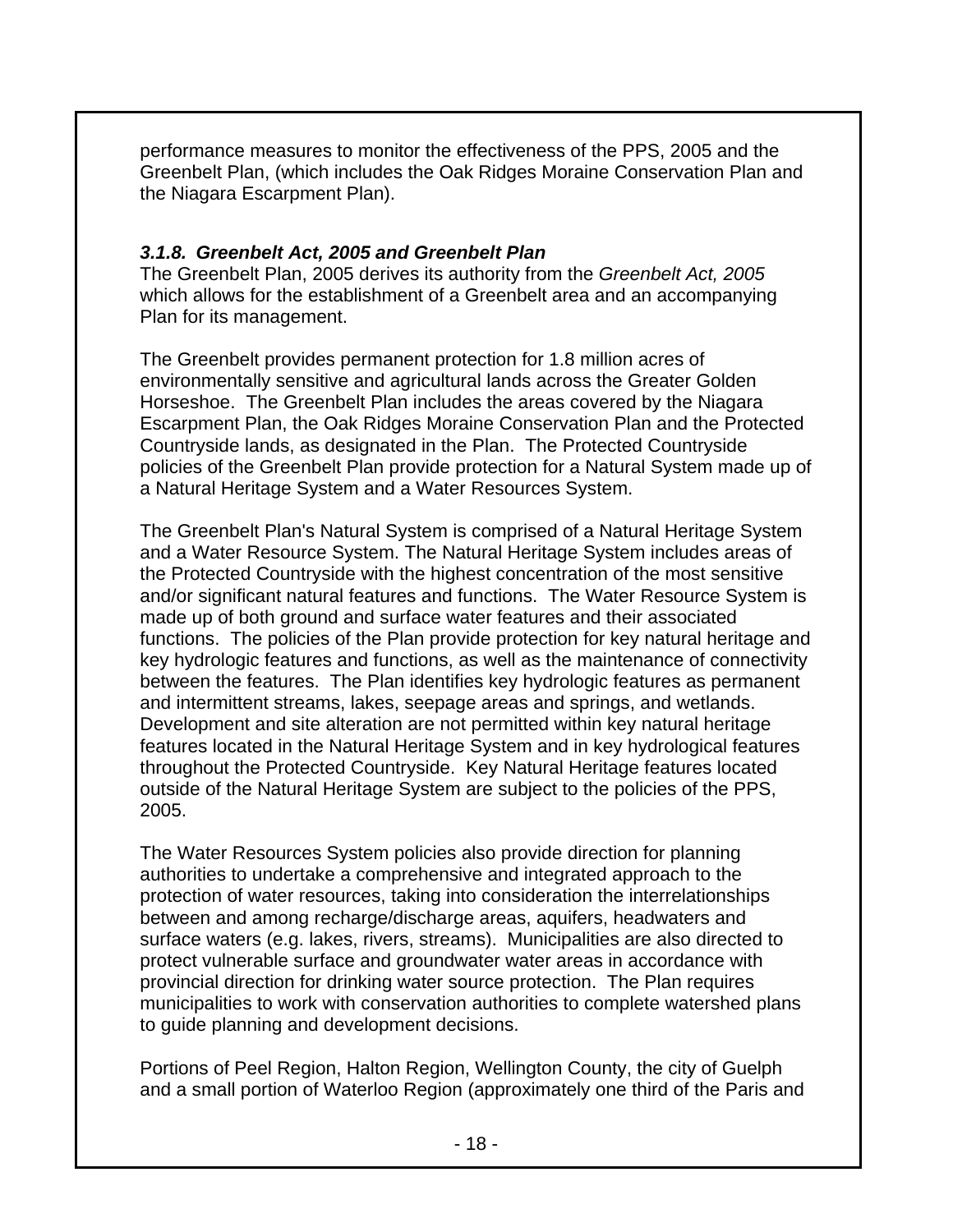performance measures to monitor the effectiveness of the PPS, 2005 and the Greenbelt Plan, (which includes the Oak Ridges Moraine Conservation Plan and the Niagara Escarpment Plan).

### *3.1.8. Greenbelt Act, 2005 and Greenbelt Plan*

The Greenbelt Plan, 2005 derives its authority from the *Greenbelt Act, 2005* which allows for the establishment of a Greenbelt area and an accompanying Plan for its management.

The Greenbelt provides permanent protection for 1.8 million acres of environmentally sensitive and agricultural lands across the Greater Golden Horseshoe. The Greenbelt Plan includes the areas covered by the Niagara Escarpment Plan, the Oak Ridges Moraine Conservation Plan and the Protected Countryside lands, as designated in the Plan. The Protected Countryside policies of the Greenbelt Plan provide protection for a Natural System made up of a Natural Heritage System and a Water Resources System.

The Greenbelt Plan's Natural System is comprised of a Natural Heritage System and a Water Resource System. The Natural Heritage System includes areas of the Protected Countryside with the highest concentration of the most sensitive and/or significant natural features and functions. The Water Resource System is made up of both ground and surface water features and their associated functions. The policies of the Plan provide protection for key natural heritage and key hydrologic features and functions, as well as the maintenance of connectivity between the features. The Plan identifies key hydrologic features as permanent and intermittent streams, lakes, seepage areas and springs, and wetlands. Development and site alteration are not permitted within key natural heritage features located in the Natural Heritage System and in key hydrological features throughout the Protected Countryside. Key Natural Heritage features located outside of the Natural Heritage System are subject to the policies of the PPS, 2005.

The Water Resources System policies also provide direction for planning authorities to undertake a comprehensive and integrated approach to the protection of water resources, taking into consideration the interrelationships between and among recharge/discharge areas, aquifers, headwaters and surface waters (e.g. lakes, rivers, streams). Municipalities are also directed to protect vulnerable surface and groundwater water areas in accordance with provincial direction for drinking water source protection. The Plan requires municipalities to work with conservation authorities to complete watershed plans to guide planning and development decisions.

Portions of Peel Region, Halton Region, Wellington County, the city of Guelph and a small portion of Waterloo Region (approximately one third of the Paris and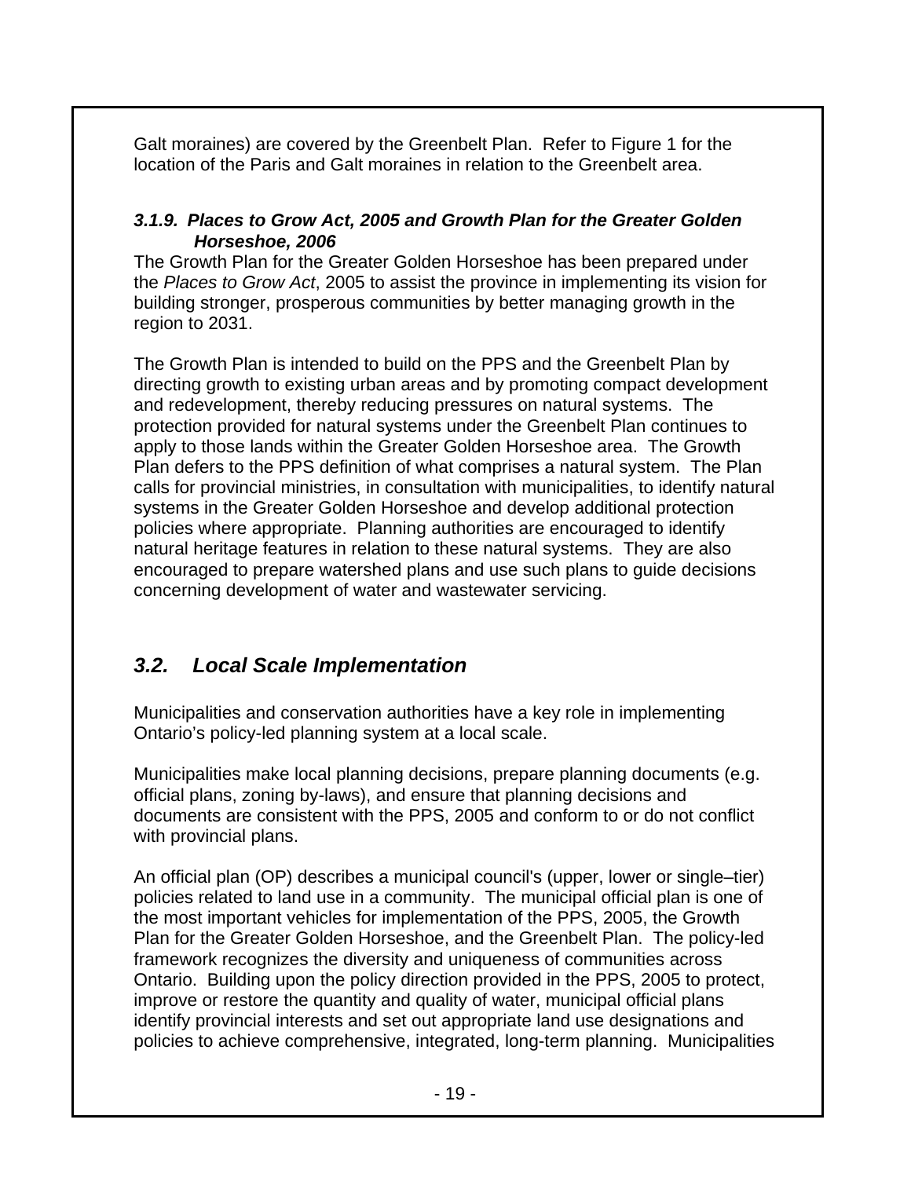Galt moraines) are covered by the Greenbelt Plan. Refer to Figure 1 for the location of the Paris and Galt moraines in relation to the Greenbelt area.

#### *3.1.9. Places to Grow Act, 2005 and Growth Plan for the Greater Golden Horseshoe, 2006*

The Growth Plan for the Greater Golden Horseshoe has been prepared under the *Places to Grow Act*, 2005 to assist the province in implementing its vision for building stronger, prosperous communities by better managing growth in the region to 2031.

The Growth Plan is intended to build on the PPS and the Greenbelt Plan by directing growth to existing urban areas and by promoting compact development and redevelopment, thereby reducing pressures on natural systems. The protection provided for natural systems under the Greenbelt Plan continues to apply to those lands within the Greater Golden Horseshoe area. The Growth Plan defers to the PPS definition of what comprises a natural system. The Plan calls for provincial ministries, in consultation with municipalities, to identify natural systems in the Greater Golden Horseshoe and develop additional protection policies where appropriate. Planning authorities are encouraged to identify natural heritage features in relation to these natural systems. They are also encouraged to prepare watershed plans and use such plans to guide decisions concerning development of water and wastewater servicing.

## *3.2. Local Scale Implementation*

Municipalities and conservation authorities have a key role in implementing Ontario's policy-led planning system at a local scale.

Municipalities make local planning decisions, prepare planning documents (e.g. official plans, zoning by-laws), and ensure that planning decisions and documents are consistent with the PPS, 2005 and conform to or do not conflict with provincial plans.

An official plan (OP) describes a municipal council's (upper, lower or single–tier) policies related to land use in a community. The municipal official plan is one of the most important vehicles for implementation of the PPS, 2005, the Growth Plan for the Greater Golden Horseshoe, and the Greenbelt Plan. The policy-led framework recognizes the diversity and uniqueness of communities across Ontario. Building upon the policy direction provided in the PPS, 2005 to protect, improve or restore the quantity and quality of water, municipal official plans identify provincial interests and set out appropriate land use designations and policies to achieve comprehensive, integrated, long-term planning. Municipalities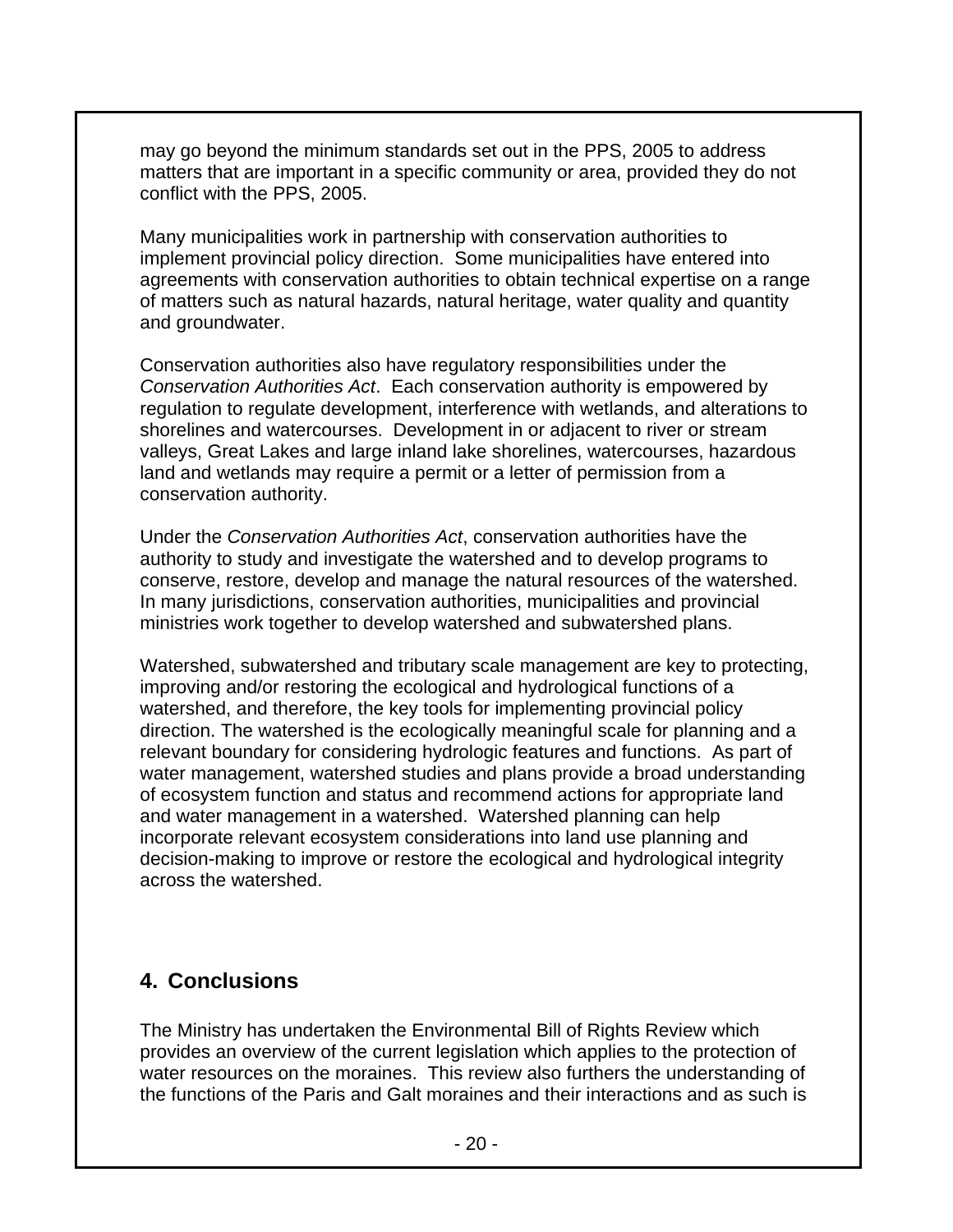may go beyond the minimum standards set out in the PPS, 2005 to address matters that are important in a specific community or area, provided they do not conflict with the PPS, 2005.

Many municipalities work in partnership with conservation authorities to implement provincial policy direction. Some municipalities have entered into agreements with conservation authorities to obtain technical expertise on a range of matters such as natural hazards, natural heritage, water quality and quantity and groundwater.

Conservation authorities also have regulatory responsibilities under the *Conservation Authorities Act*. Each conservation authority is empowered by regulation to regulate development, interference with wetlands, and alterations to shorelines and watercourses. Development in or adjacent to river or stream valleys, Great Lakes and large inland lake shorelines, watercourses, hazardous land and wetlands may require a permit or a letter of permission from a conservation authority.

Under the *Conservation Authorities Act*, conservation authorities have the authority to study and investigate the watershed and to develop programs to conserve, restore, develop and manage the natural resources of the watershed. In many jurisdictions, conservation authorities, municipalities and provincial ministries work together to develop watershed and subwatershed plans.

Watershed, subwatershed and tributary scale management are key to protecting, improving and/or restoring the ecological and hydrological functions of a watershed, and therefore, the key tools for implementing provincial policy direction. The watershed is the ecologically meaningful scale for planning and a relevant boundary for considering hydrologic features and functions. As part of water management, watershed studies and plans provide a broad understanding of ecosystem function and status and recommend actions for appropriate land and water management in a watershed. Watershed planning can help incorporate relevant ecosystem considerations into land use planning and decision-making to improve or restore the ecological and hydrological integrity across the watershed.

## 4. Conclusions

The Ministry has undertaken the Environmental Bill of Rights Review which provides an overview of the current legislation which applies to the protection of water resources on the moraines. This review also furthers the understanding of the functions of the Paris and Galt moraines and their interactions and as such is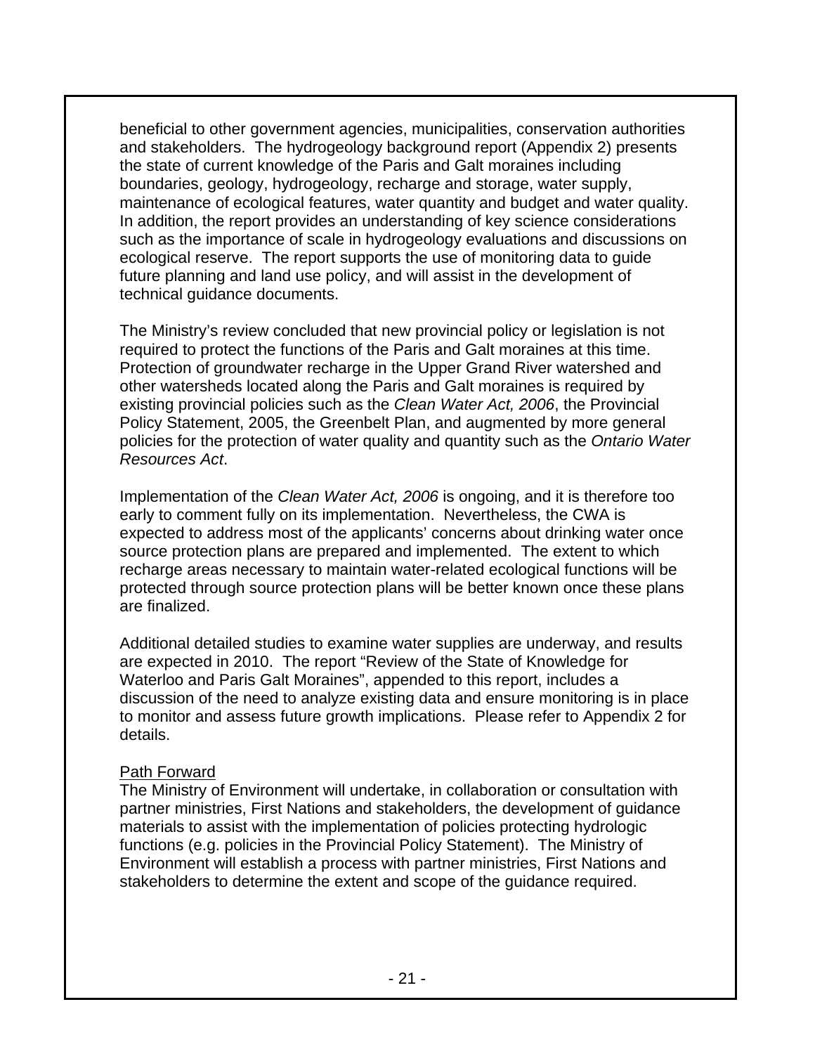beneficial to other government agencies, municipalities, conservation authorities and stakeholders. The hydrogeology background report (Appendix 2) presents the state of current knowledge of the Paris and Galt moraines including boundaries, geology, hydrogeology, recharge and storage, water supply, maintenance of ecological features, water quantity and budget and water quality. In addition, the report provides an understanding of key science considerations such as the importance of scale in hydrogeology evaluations and discussions on ecological reserve. The report supports the use of monitoring data to guide future planning and land use policy, and will assist in the development of technical guidance documents.

The Ministry's review concluded that new provincial policy or legislation is not required to protect the functions of the Paris and Galt moraines at this time. Protection of groundwater recharge in the Upper Grand River watershed and other watersheds located along the Paris and Galt moraines is required by existing provincial policies such as the *Clean Water Act, 2006*, the Provincial Policy Statement, 2005, the Greenbelt Plan, and augmented by more general policies for the protection of water quality and quantity such as the *Ontario Water Resources Act*.

Implementation of the *Clean Water Act, 2006* is ongoing, and it is therefore too early to comment fully on its implementation. Nevertheless, the CWA is expected to address most of the applicants' concerns about drinking water once source protection plans are prepared and implemented. The extent to which recharge areas necessary to maintain water-related ecological functions will be protected through source protection plans will be better known once these plans are finalized.

Additional detailed studies to examine water supplies are underway, and results are expected in 2010. The report "Review of the State of Knowledge for Waterloo and Paris Galt Moraines", appended to this report, includes a discussion of the need to analyze existing data and ensure monitoring is in place to monitor and assess future growth implications. Please refer to Appendix 2 for details.

<u>Path Forward</u>

The Ministry of Environment will undertake, in collaboration or consultation with partner ministries, First Nations and stakeholders, the development of guidance materials to assist with the implementation of policies protecting hydrologic functions (e.g. policies in the Provincial Policy Statement). The Ministry of Environment will establish a process with partner ministries, First Nations and stakeholders to determine the extent and scope of the guidance required.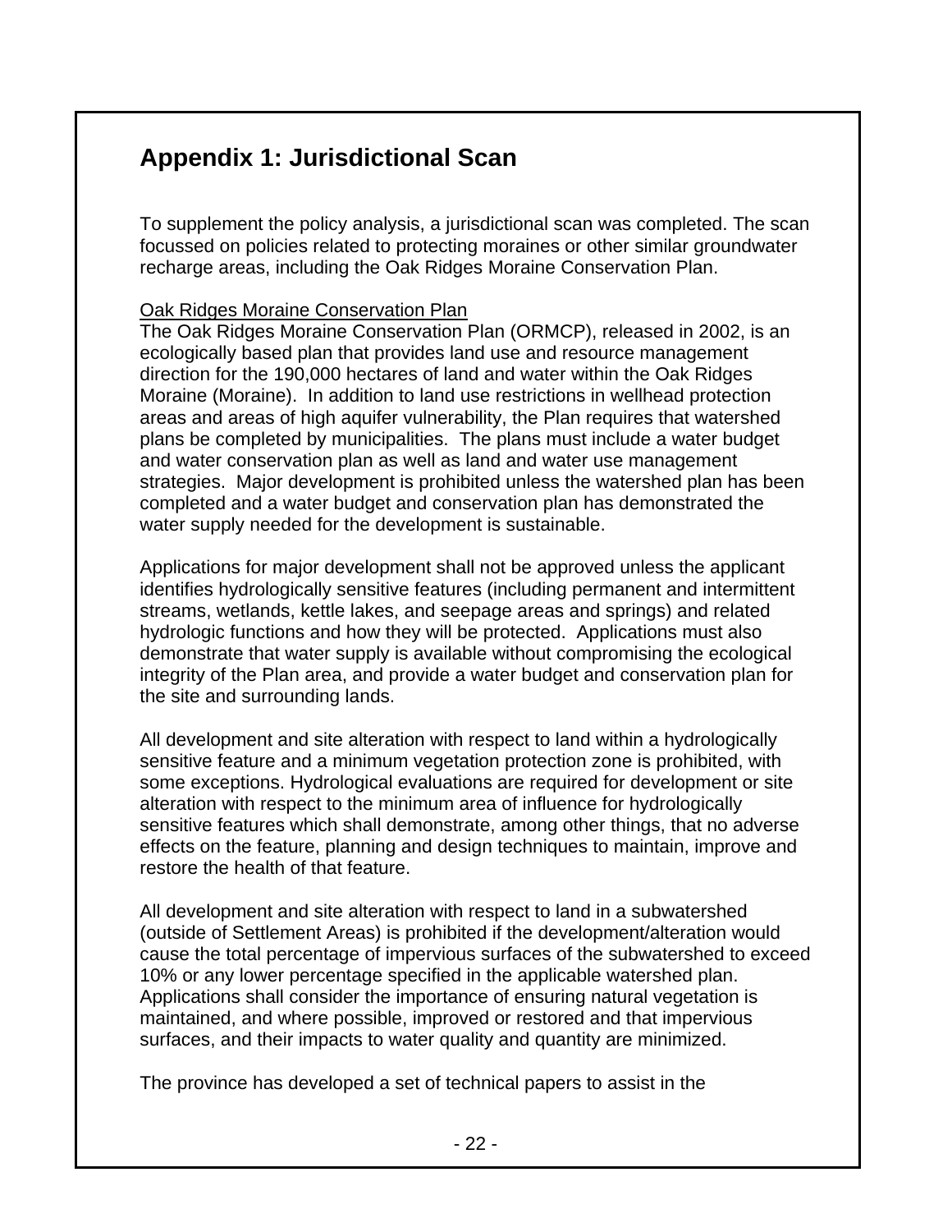## Appendix 1: Jurisdictional Scan

To supplement the policy analysis, a jurisdictional scan was completed. The scan focussed on policies related to protecting moraines or other similar groundwater recharge areas, including the Oak Ridges Moraine Conservation Plan.

Oak Ridges Moraine Conservation Plan

The Oak Ridges Moraine Conservation Plan (ORMCP), released in 2002, is an ecologically based plan that provides land use and resource management direction for the 190,000 hectares of land and water within the Oak Ridges Moraine (Moraine). In addition to land use restrictions in wellhead protection areas and areas of high aquifer vulnerability, the Plan requires that watershed plans be completed by municipalities. The plans must include a water budget and water conservation plan as well as land and water use management strategies. Major development is prohibited unless the watershed plan has been completed and a water budget and conservation plan has demonstrated the water supply needed for the development is sustainable.

Applications for major development shall not be approved unless the applicant identifies hydrologically sensitive features (including permanent and intermittent streams, wetlands, kettle lakes, and seepage areas and springs) and related hydrologic functions and how they will be protected. Applications must also demonstrate that water supply is available without compromising the ecological integrity of the Plan area, and provide a water budget and conservation plan for the site and surrounding lands.

All development and site alteration with respect to land within a hydrologically sensitive feature and a minimum vegetation protection zone is prohibited, with some exceptions. Hydrological evaluations are required for development or site alteration with respect to the minimum area of influence for hydrologically sensitive features which shall demonstrate, among other things, that no adverse effects on the feature, planning and design techniques to maintain, improve and restore the health of that feature.

All development and site alteration with respect to land in a subwatershed (outside of Settlement Areas) is prohibited if the development/alteration would cause the total percentage of impervious surfaces of the subwatershed to exceed 10% or any lower percentage specified in the applicable watershed plan. Applications shall consider the importance of ensuring natural vegetation is maintained, and where possible, improved or restored and that impervious surfaces, and their impacts to water quality and quantity are minimized.

The province has developed a set of technical papers to assist in the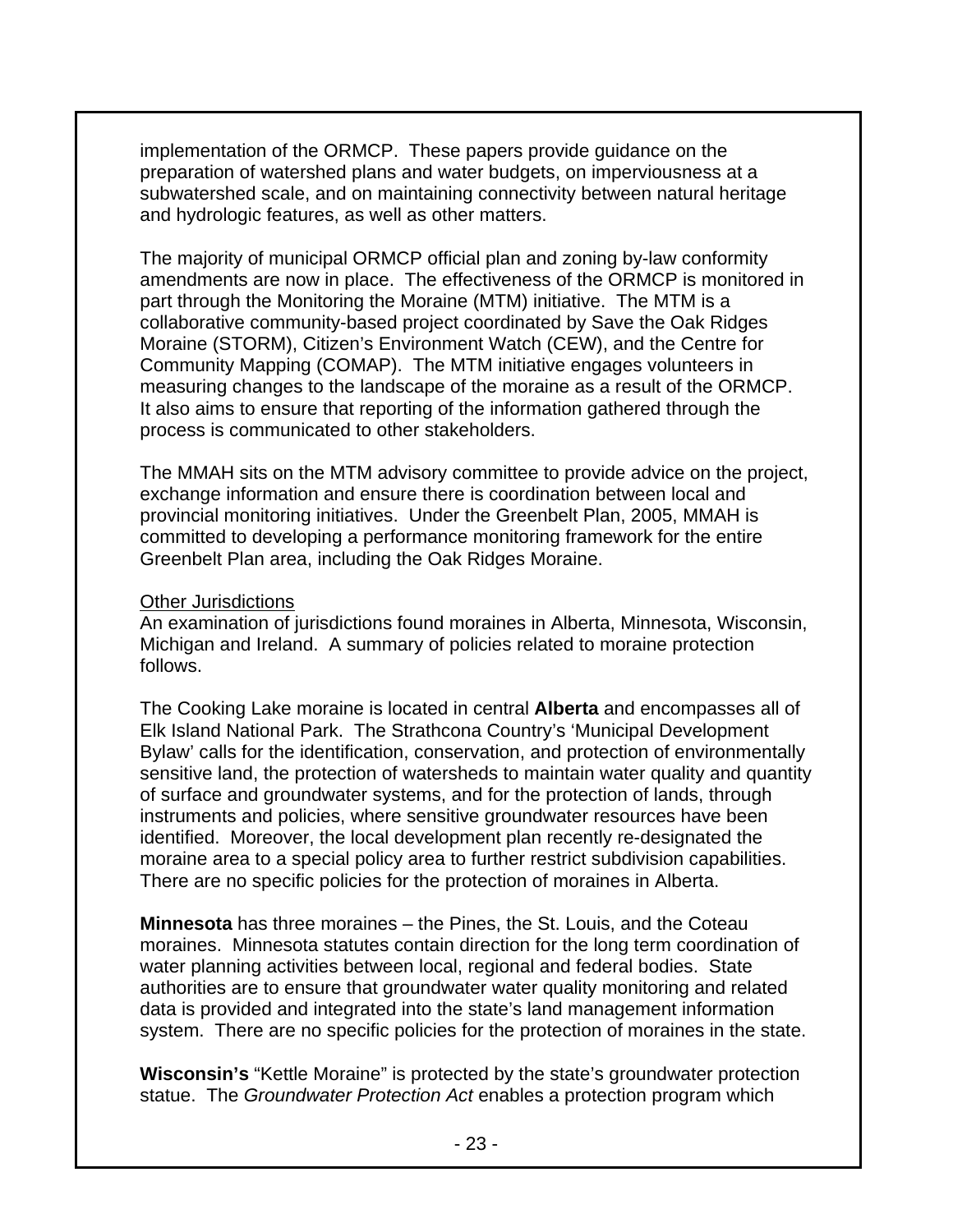implementation of the ORMCP. These papers provide guidance on the preparation of watershed plans and water budgets, on imperviousness at a subwatershed scale, and on maintaining connectivity between natural heritage and hydrologic features, as well as other matters.

The majority of municipal ORMCP official plan and zoning by-law conformity amendments are now in place. The effectiveness of the ORMCP is monitored in part through the Monitoring the Moraine (MTM) initiative. The MTM is a collaborative community-based project coordinated by Save the Oak Ridges Moraine (STORM), Citizen's Environment Watch (CEW), and the Centre for Community Mapping (COMAP). The MTM initiative engages volunteers in measuring changes to the landscape of the moraine as a result of the ORMCP. It also aims to ensure that reporting of the information gathered through the process is communicated to other stakeholders.

The MMAH sits on the MTM advisory committee to provide advice on the project, exchange information and ensure there is coordination between local and provincial monitoring initiatives. Under the Greenbelt Plan, 2005, MMAH is committed to developing a performance monitoring framework for the entire Greenbelt Plan area, including the Oak Ridges Moraine.

<u>Other Jurisdictions</u>

An examination of jurisdictions found moraines in Alberta, Minnesota, Wisconsin, Michigan and Ireland. A summary of policies related to moraine protection follows.

The Cooking Lake moraine is located in central **Alberta** and encompasses all of Elk Island National Park. The Strathcona Country's 'Municipal Development Bylaw' calls for the identification, conservation, and protection of environmentally sensitive land, the protection of watersheds to maintain water quality and quantity of surface and groundwater systems, and for the protection of lands, through instruments and policies, where sensitive groundwater resources have been identified. Moreover, the local development plan recently re-designated the moraine area to a special policy area to further restrict subdivision capabilities. There are no specific policies for the protection of moraines in Alberta.

**Minnesota** has three moraines – the Pines, the St. Louis, and the Coteau moraines. Minnesota statutes contain direction for the long term coordination of water planning activities between local, regional and federal bodies. State authorities are to ensure that groundwater water quality monitoring and related data is provided and integrated into the state's land management information system. There are no specific policies for the protection of moraines in the state.

**Wisconsin's** "Kettle Moraine" is protected by the state's groundwater protection statue. The *Groundwater Protection Act* enables a protection program which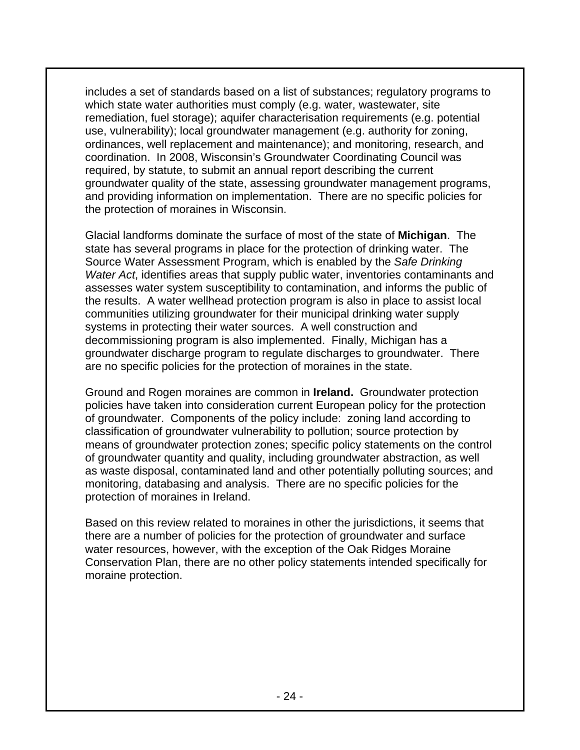includes a set of standards based on a list of substances; regulatory programs to which state water authorities must comply (e.g. water, wastewater, site remediation, fuel storage); aquifer characterisation requirements (e.g. potential use, vulnerability); local groundwater management (e.g. authority for zoning, ordinances, well replacement and maintenance); and monitoring, research, and coordination. In 2008, Wisconsin's Groundwater Coordinating Council was required, by statute, to submit an annual report describing the current groundwater quality of the state, assessing groundwater management programs, and providing information on implementation. There are no specific policies for the protection of moraines in Wisconsin.

Glacial landforms dominate the surface of most of the state of **Michigan**. The state has several programs in place for the protection of drinking water. The Source Water Assessment Program, which is enabled by the *Safe Drinking Water Act*, identifies areas that supply public water, inventories contaminants and assesses water system susceptibility to contamination, and informs the public of the results. A water wellhead protection program is also in place to assist local communities utilizing groundwater for their municipal drinking water supply systems in protecting their water sources. A well construction and decommissioning program is also implemented. Finally, Michigan has a groundwater discharge program to regulate discharges to groundwater. There are no specific policies for the protection of moraines in the state.

Ground and Rogen moraines are common in **Ireland.** Groundwater protection policies have taken into consideration current European policy for the protection of groundwater. Components of the policy include: zoning land according to classification of groundwater vulnerability to pollution; source protection by means of groundwater protection zones; specific policy statements on the control of groundwater quantity and quality, including groundwater abstraction, as well as waste disposal, contaminated land and other potentially polluting sources; and monitoring, databasing and analysis. There are no specific policies for the protection of moraines in Ireland.

Based on this review related to moraines in other the jurisdictions, it seems that there are a number of policies for the protection of groundwater and surface water resources, however, with the exception of the Oak Ridges Moraine Conservation Plan, there are no other policy statements intended specifically for moraine protection.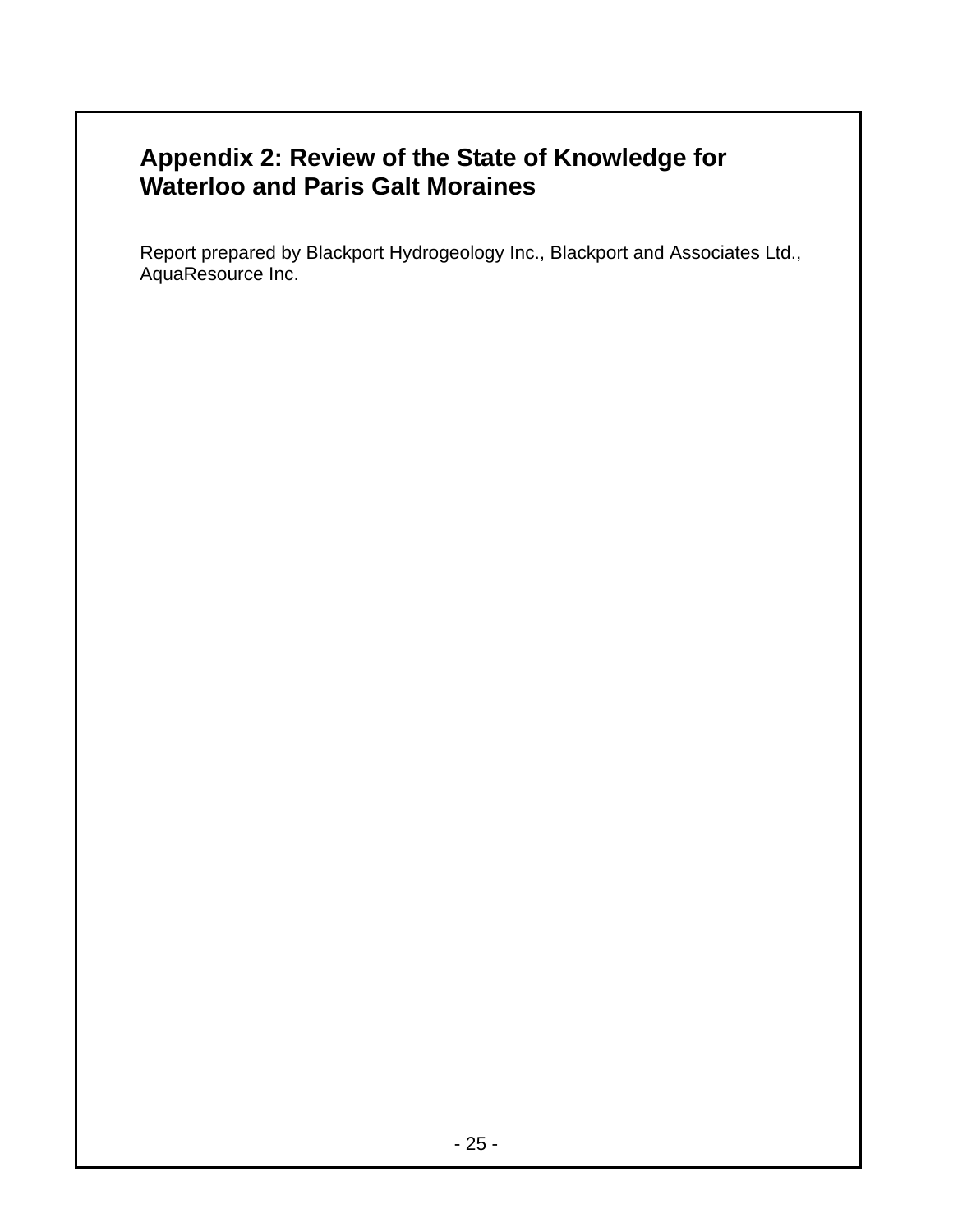# Appendix 2: Review of the State of Knowledge for Waterloo and Paris Galt Moraines

Report prepared by Blackport Hydrogeology Inc., Blackport and Associates Ltd., AquaResource Inc.